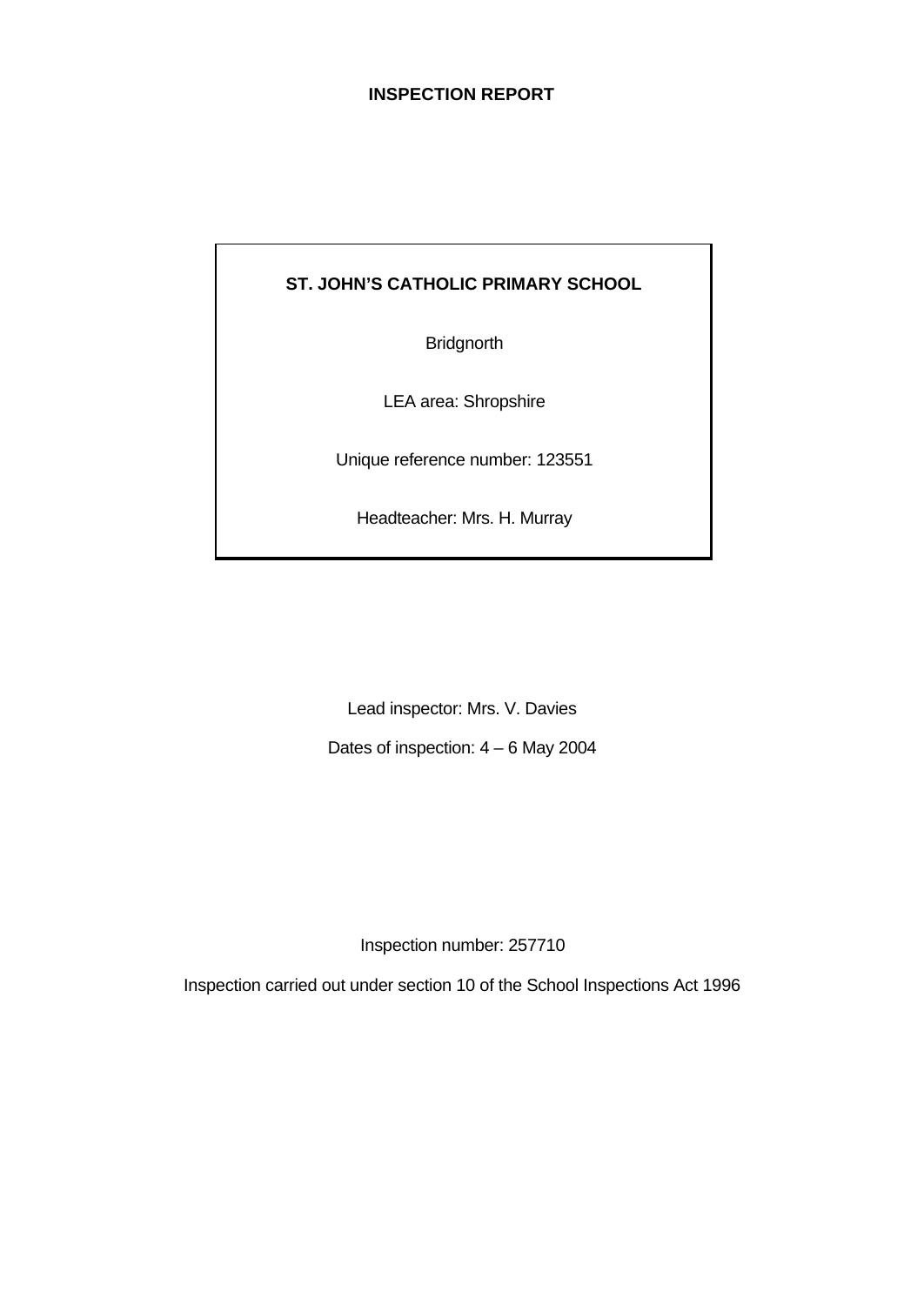# INSPECTION REPORT

**ST. JOHN'S CATHOLIC PRIMARY SCHOOL**

Bridgnorth

LEA area: Shropshire

Unique reference number: 123551

Headteacher: Mrs. H. Murray

Lead inspector: Mrs. V. Davies

Dates of inspection: 4 – 6 May 2004

Inspection number: 257710

Inspection carried out under section 10 of the School Inspections Act 1996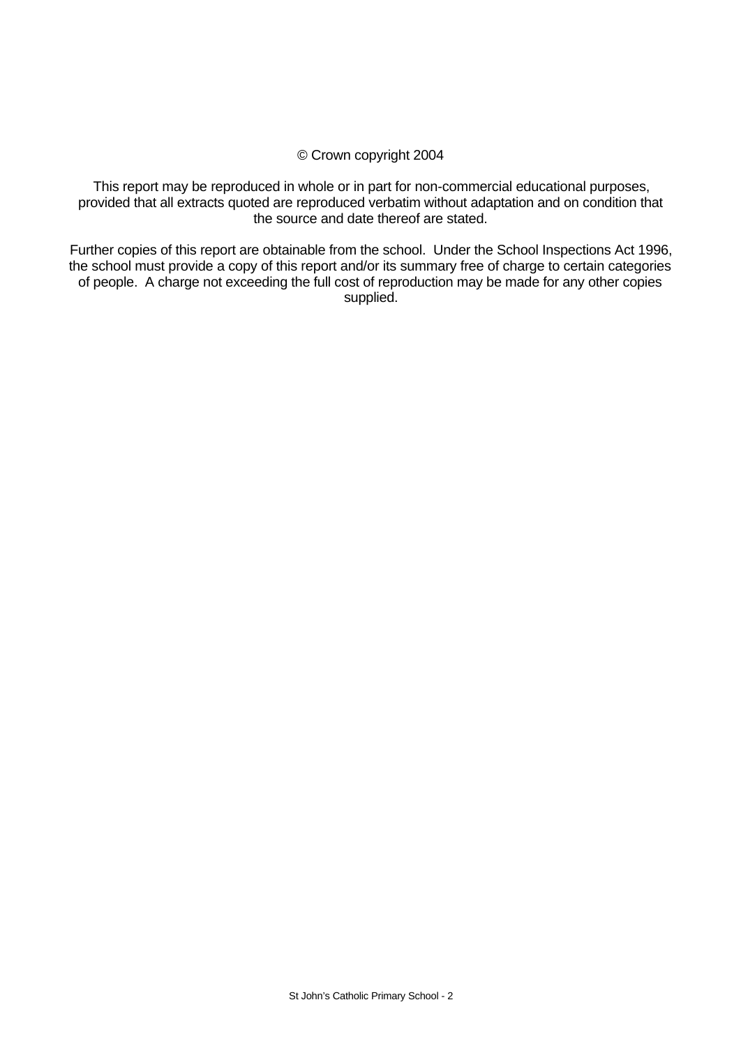© Crown copyright 2004

This report may be reproduced in whole or in part for non-commercial educational purposes, provided that all extracts quoted are reproduced verbatim without adaptation and on condition that the source and date thereof are stated.

Further copies of this report are obtainable from the school. Under the School Inspections Act 1996, the school must provide a copy of this report and/or its summary free of charge to certain categories of people. A charge not exceeding the full cost of reproduction may be made for any other copies supplied.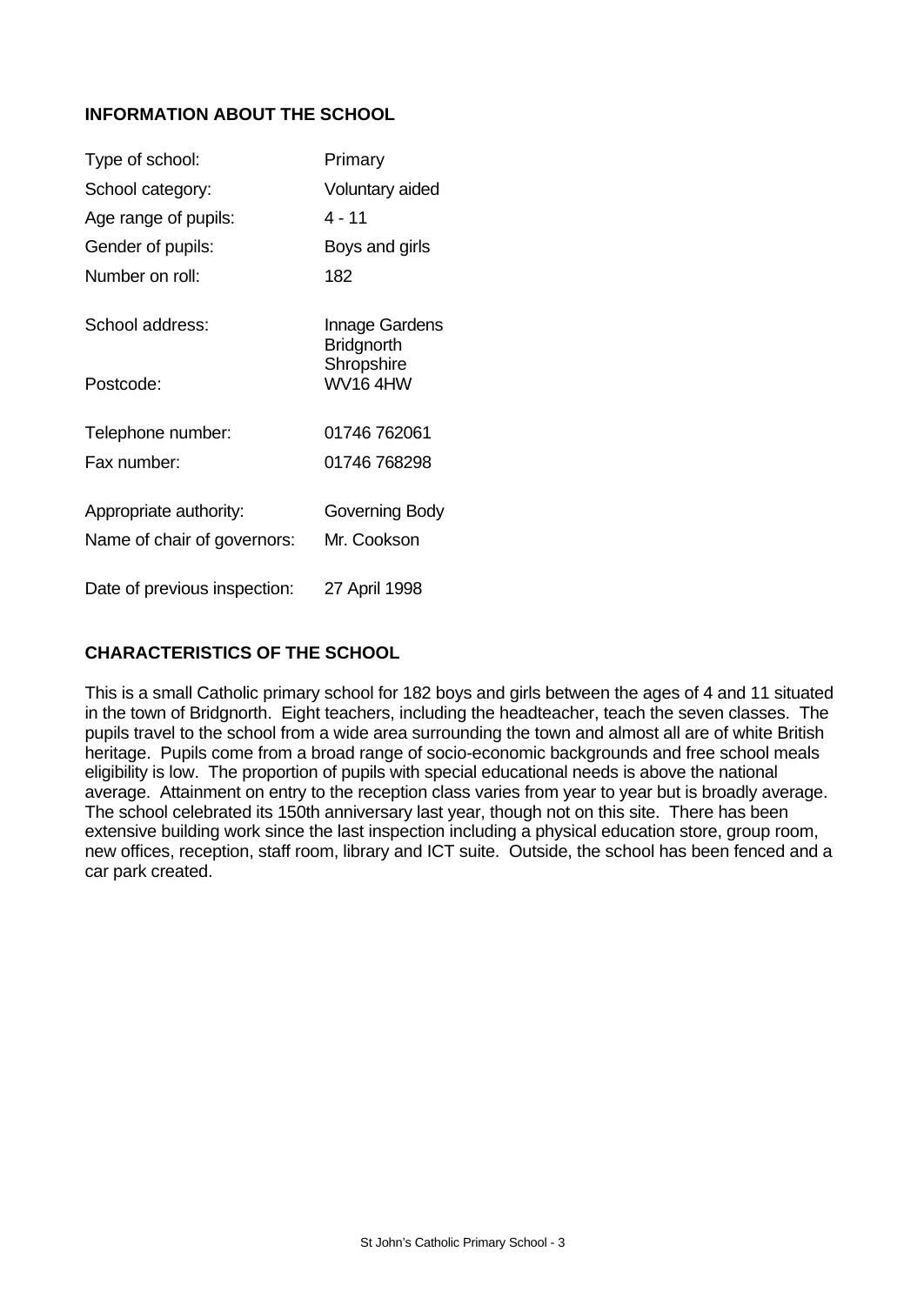## INFORMATION ABOUT THE SCHOOL

| | |
|---|---|
| Type of school: | Primary |
| School category: | Voluntary aided |
| Age range of pupils: | 4 - 11 |
| Gender of pupils: | Boys and girls |
| Number on roll: | 182 |
| School address: | Innage Gardens<br>Bridgnorth<br>Shropshire |
| Postcode: | WV16 4HW |
| Telephone number: | 01746 762061 |
| Fax number: | 01746 768298 |
| Appropriate authority: | Governing Body |
| Name of chair of governors: | Mr. Cookson |
| Date of previous inspection: | 27 April 1998 |

## CHARACTERISTICS OF THE SCHOOL

This is a small Catholic primary school for 182 boys and girls between the ages of 4 and 11 situated in the town of Bridgnorth. Eight teachers, including the headteacher, teach the seven classes. The pupils travel to the school from a wide area surrounding the town and almost all are of white British heritage. Pupils come from a broad range of socio-economic backgrounds and free school meals eligibility is low. The proportion of pupils with special educational needs is above the national average. Attainment on entry to the reception class varies from year to year but is broadly average. The school celebrated its 150th anniversary last year, though not on this site. There has been extensive building work since the last inspection including a physical education store, group room, new offices, reception, staff room, library and ICT suite. Outside, the school has been fenced and a car park created.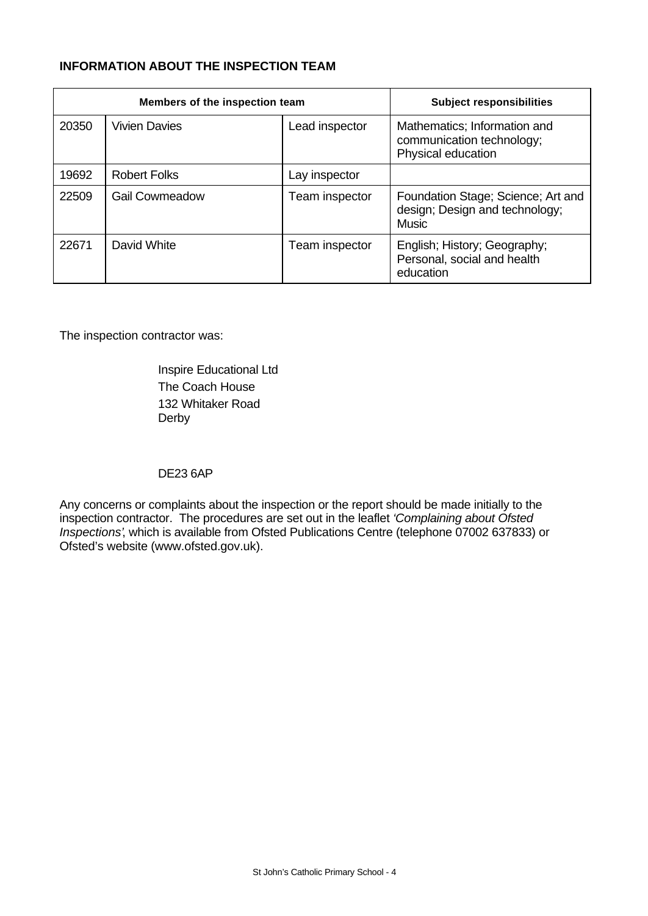**INFORMATION ABOUT THE INSPECTION TEAM**

| Members of the inspection team | | | Subject responsibilities |
|---|---|---|---|
| 20350 | Vivien Davies | Lead inspector | Mathematics; Information and communication technology; Physical education |
| 19692 | Robert Folks | Lay inspector | |
| 22509 | Gail Cowmeadow | Team inspector | Foundation Stage; Science; Art and design; Design and technology; Music |
| 22671 | David White | Team inspector | English; History; Geography; Personal, social and health education |

The inspection contractor was:

Inspire Educational Ltd
The Coach House
132 Whitaker Road
Derby

DE23 6AP

Any concerns or complaints about the inspection or the report should be made initially to the inspection contractor. The procedures are set out in the leaflet *'Complaining about Ofsted Inspections'*, which is available from Ofsted Publications Centre (telephone 07002 637833) or Ofsted's website (www.ofsted.gov.uk).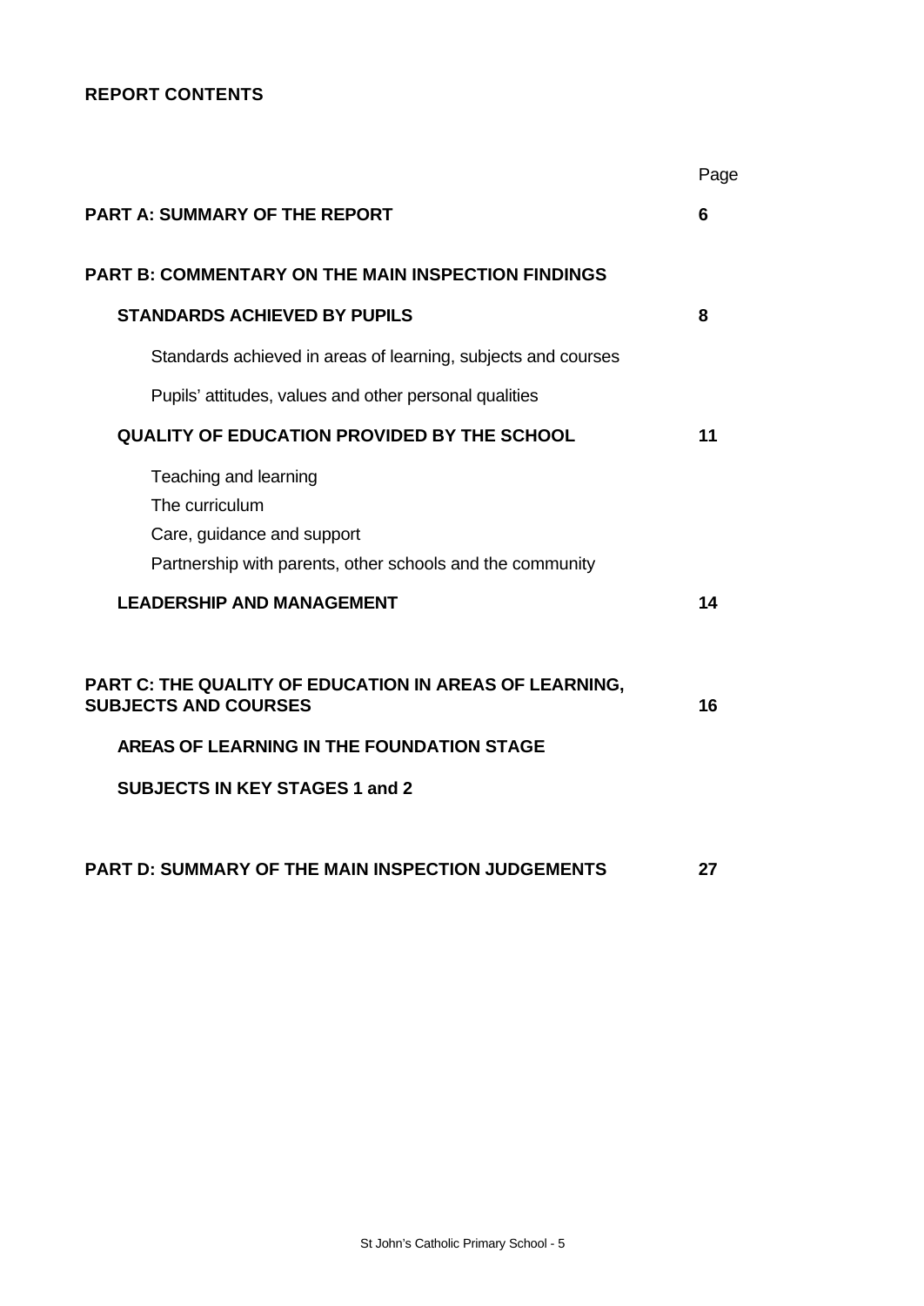**REPORT CONTENTS**

| | Page |
|---|---|
| **PART A: SUMMARY OF THE REPORT** | **6** |
| **PART B: COMMENTARY ON THE MAIN INSPECTION FINDINGS** | |
| **STANDARDS ACHIEVED BY PUPILS** | **8** |
| Standards achieved in areas of learning, subjects and courses | |
| Pupils' attitudes, values and other personal qualities | |
| **QUALITY OF EDUCATION PROVIDED BY THE SCHOOL** | **11** |
| Teaching and learning | |
| The curriculum | |
| Care, guidance and support | |
| Partnership with parents, other schools and the community | |
| **LEADERSHIP AND MANAGEMENT** | **14** |
| **PART C: THE QUALITY OF EDUCATION IN AREAS OF LEARNING, SUBJECTS AND COURSES** | **16** |
| **AREAS OF LEARNING IN THE FOUNDATION STAGE** | |
| **SUBJECTS IN KEY STAGES 1 and 2** | |
| **PART D: SUMMARY OF THE MAIN INSPECTION JUDGEMENTS** | **27** |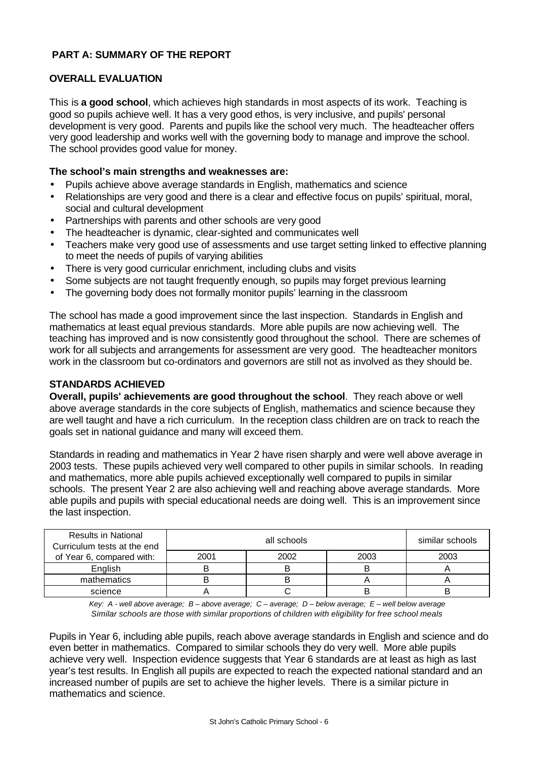## PART A: SUMMARY OF THE REPORT

### OVERALL EVALUATION

This is **a good school**, which achieves high standards in most aspects of its work. Teaching is good so pupils achieve well. It has a very good ethos, is very inclusive, and pupils' personal development is very good. Parents and pupils like the school very much. The headteacher offers very good leadership and works well with the governing body to manage and improve the school. The school provides good value for money.

**The school's main strengths and weaknesses are:**

- Pupils achieve above average standards in English, mathematics and science
- Relationships are very good and there is a clear and effective focus on pupils' spiritual, moral, social and cultural development
- Partnerships with parents and other schools are very good
- The headteacher is dynamic, clear-sighted and communicates well
- Teachers make very good use of assessments and use target setting linked to effective planning to meet the needs of pupils of varying abilities
- There is very good curricular enrichment, including clubs and visits
- Some subjects are not taught frequently enough, so pupils may forget previous learning
- The governing body does not formally monitor pupils' learning in the classroom

The school has made a good improvement since the last inspection. Standards in English and mathematics at least equal previous standards. More able pupils are now achieving well. The teaching has improved and is now consistently good throughout the school. There are schemes of work for all subjects and arrangements for assessment are very good. The headteacher monitors work in the classroom but co-ordinators and governors are still not as involved as they should be.

### STANDARDS ACHIEVED

**Overall, pupils' achievements are good throughout the school**. They reach above or well above average standards in the core subjects of English, mathematics and science because they are well taught and have a rich curriculum. In the reception class children are on track to reach the goals set in national guidance and many will exceed them.

Standards in reading and mathematics in Year 2 have risen sharply and were well above average in 2003 tests. These pupils achieved very well compared to other pupils in similar schools. In reading and mathematics, more able pupils achieved exceptionally well compared to pupils in similar schools. The present Year 2 are also achieving well and reaching above average standards. More able pupils and pupils with special educational needs are doing well. This is an improvement since the last inspection.

| Results in National Curriculum tests at the end of Year 6, compared with: | all schools | | | similar schools |
|---|---|---|---|---|
| | 2001 | 2002 | 2003 | 2003 |
| English | B | B | B | A |
| mathematics | B | B | A | A |
| science | A | C | B | B |

*Key: A - well above average; B – above average; C – average; D – below average; E – well below average*
*Similar schools are those with similar proportions of children with eligibility for free school meals*

Pupils in Year 6, including able pupils, reach above average standards in English and science and do even better in mathematics. Compared to similar schools they do very well. More able pupils achieve very well. Inspection evidence suggests that Year 6 standards are at least as high as last year's test results. In English all pupils are expected to reach the expected national standard and an increased number of pupils are set to achieve the higher levels. There is a similar picture in mathematics and science.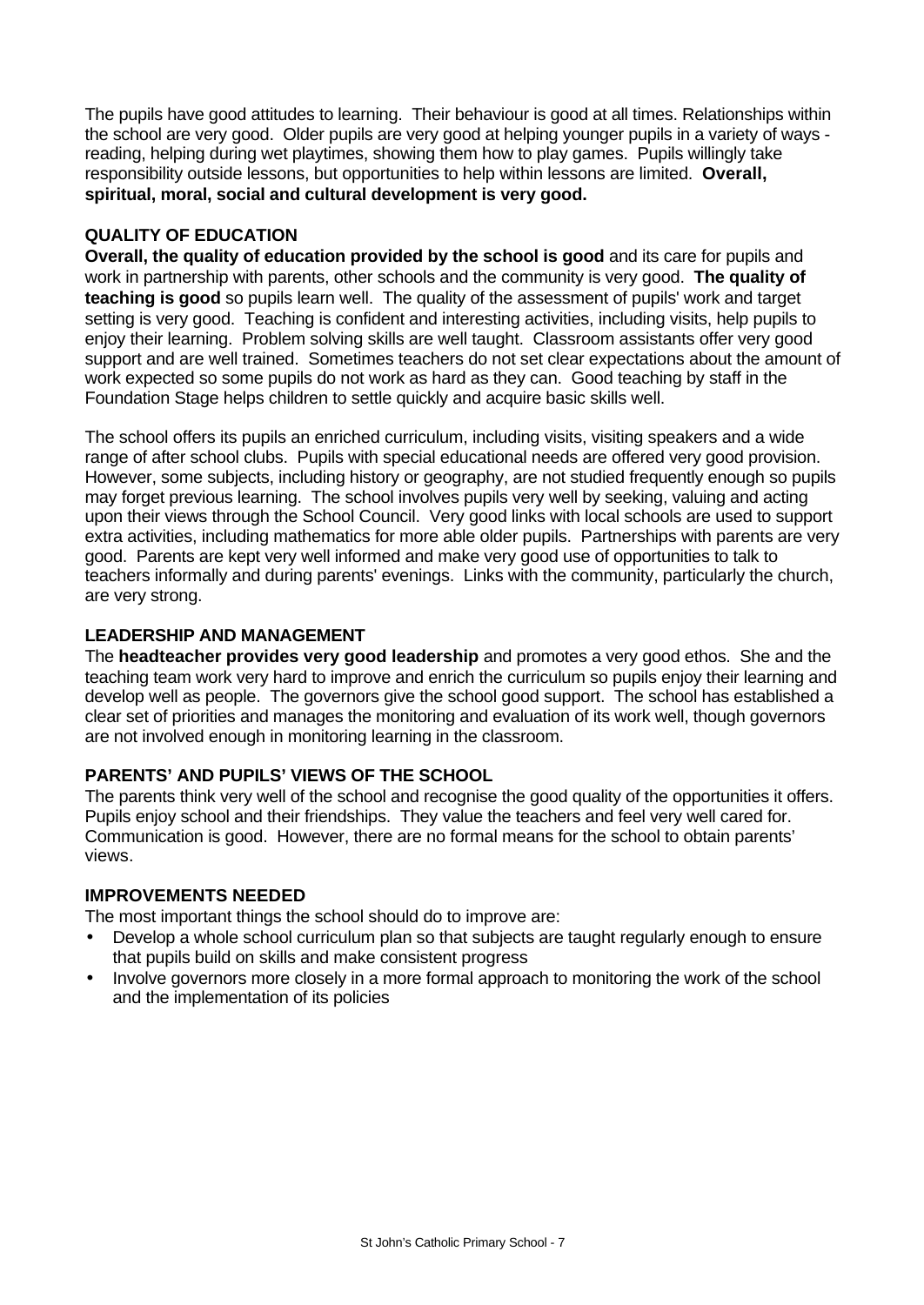The pupils have good attitudes to learning. Their behaviour is good at all times. Relationships within the school are very good. Older pupils are very good at helping younger pupils in a variety of ways - reading, helping during wet playtimes, showing them how to play games. Pupils willingly take responsibility outside lessons, but opportunities to help within lessons are limited. **Overall, spiritual, moral, social and cultural development is very good.**

## QUALITY OF EDUCATION

**Overall, the quality of education provided by the school is good** and its care for pupils and work in partnership with parents, other schools and the community is very good. **The quality of teaching is good** so pupils learn well. The quality of the assessment of pupils' work and target setting is very good. Teaching is confident and interesting activities, including visits, help pupils to enjoy their learning. Problem solving skills are well taught. Classroom assistants offer very good support and are well trained. Sometimes teachers do not set clear expectations about the amount of work expected so some pupils do not work as hard as they can. Good teaching by staff in the Foundation Stage helps children to settle quickly and acquire basic skills well.

The school offers its pupils an enriched curriculum, including visits, visiting speakers and a wide range of after school clubs. Pupils with special educational needs are offered very good provision. However, some subjects, including history or geography, are not studied frequently enough so pupils may forget previous learning. The school involves pupils very well by seeking, valuing and acting upon their views through the School Council. Very good links with local schools are used to support extra activities, including mathematics for more able older pupils. Partnerships with parents are very good. Parents are kept very well informed and make very good use of opportunities to talk to teachers informally and during parents' evenings. Links with the community, particularly the church, are very strong.

## LEADERSHIP AND MANAGEMENT

The **headteacher provides very good leadership** and promotes a very good ethos. She and the teaching team work very hard to improve and enrich the curriculum so pupils enjoy their learning and develop well as people. The governors give the school good support. The school has established a clear set of priorities and manages the monitoring and evaluation of its work well, though governors are not involved enough in monitoring learning in the classroom.

## PARENTS' AND PUPILS' VIEWS OF THE SCHOOL

The parents think very well of the school and recognise the good quality of the opportunities it offers. Pupils enjoy school and their friendships. They value the teachers and feel very well cared for. Communication is good. However, there are no formal means for the school to obtain parents' views.

## IMPROVEMENTS NEEDED

The most important things the school should do to improve are:

- Develop a whole school curriculum plan so that subjects are taught regularly enough to ensure that pupils build on skills and make consistent progress
- Involve governors more closely in a more formal approach to monitoring the work of the school and the implementation of its policies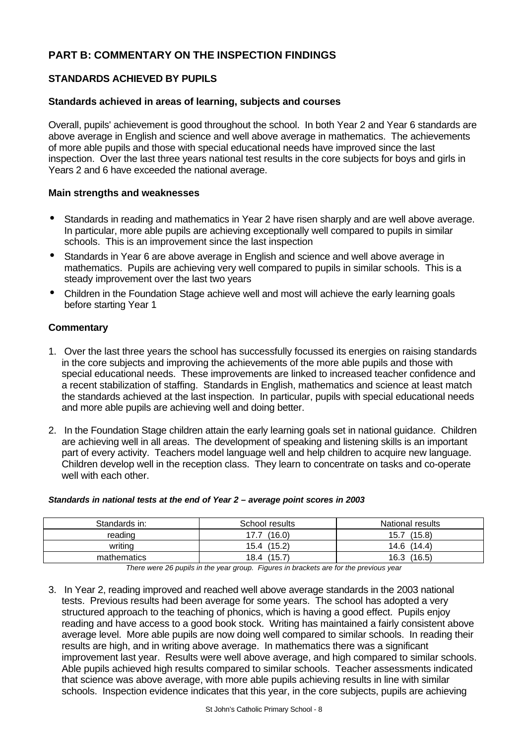## PART B: COMMENTARY ON THE INSPECTION FINDINGS

### STANDARDS ACHIEVED BY PUPILS

#### Standards achieved in areas of learning, subjects and courses

Overall, pupils' achievement is good throughout the school. In both Year 2 and Year 6 standards are above average in English and science and well above average in mathematics. The achievements of more able pupils and those with special educational needs have improved since the last inspection. Over the last three years national test results in the core subjects for boys and girls in Years 2 and 6 have exceeded the national average.

#### Main strengths and weaknesses

- Standards in reading and mathematics in Year 2 have risen sharply and are well above average. In particular, more able pupils are achieving exceptionally well compared to pupils in similar schools. This is an improvement since the last inspection
- Standards in Year 6 are above average in English and science and well above average in mathematics. Pupils are achieving very well compared to pupils in similar schools. This is a steady improvement over the last two years
- Children in the Foundation Stage achieve well and most will achieve the early learning goals before starting Year 1

#### Commentary

1. Over the last three years the school has successfully focussed its energies on raising standards in the core subjects and improving the achievements of the more able pupils and those with special educational needs. These improvements are linked to increased teacher confidence and a recent stabilization of staffing. Standards in English, mathematics and science at least match the standards achieved at the last inspection. In particular, pupils with special educational needs and more able pupils are achieving well and doing better.

2. In the Foundation Stage children attain the early learning goals set in national guidance. Children are achieving well in all areas. The development of speaking and listening skills is an important part of every activity. Teachers model language well and help children to acquire new language. Children develop well in the reception class. They learn to concentrate on tasks and co-operate well with each other.

***Standards in national tests at the end of Year 2 – average point scores in 2003***

| Standards in: | School results | National results |
|---|---|---|
| reading | 17.7 (16.0) | 15.7 (15.8) |
| writing | 15.4 (15.2) | 14.6 (14.4) |
| mathematics | 18.4 (15.7) | 16.3 (16.5) |

*There were 26 pupils in the year group. Figures in brackets are for the previous year*

3. In Year 2, reading improved and reached well above average standards in the 2003 national tests. Previous results had been average for some years. The school has adopted a very structured approach to the teaching of phonics, which is having a good effect. Pupils enjoy reading and have access to a good book stock. Writing has maintained a fairly consistent above average level. More able pupils are now doing well compared to similar schools. In reading their results are high, and in writing above average. In mathematics there was a significant improvement last year. Results were well above average, and high compared to similar schools. Able pupils achieved high results compared to similar schools. Teacher assessments indicated that science was above average, with more able pupils achieving results in line with similar schools. Inspection evidence indicates that this year, in the core subjects, pupils are achieving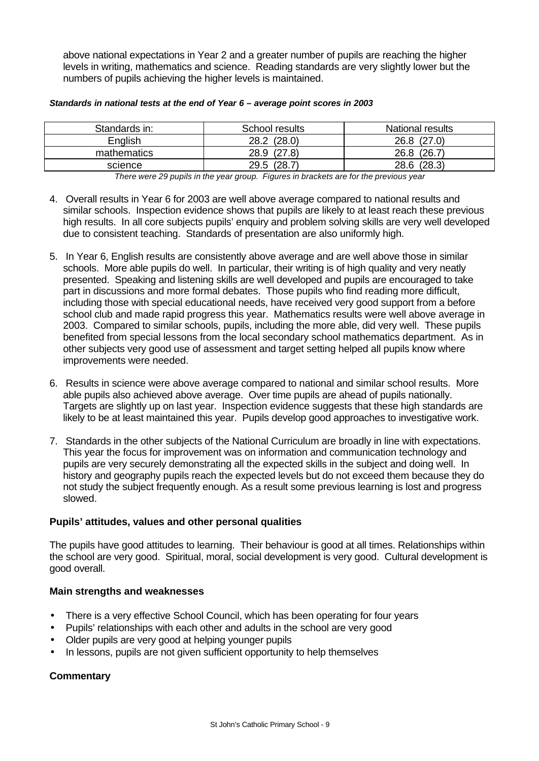above national expectations in Year 2 and a greater number of pupils are reaching the higher levels in writing, mathematics and science. Reading standards are very slightly lower but the numbers of pupils achieving the higher levels is maintained.

***Standards in national tests at the end of Year 6 – average point scores in 2003***

| Standards in: | School results | National results |
|---|---|---|
| English | 28.2 (28.0) | 26.8 (27.0) |
| mathematics | 28.9 (27.8) | 26.8 (26.7) |
| science | 29.5 (28.7) | 28.6 (28.3) |

*There were 29 pupils in the year group. Figures in brackets are for the previous year*

4. Overall results in Year 6 for 2003 are well above average compared to national results and similar schools. Inspection evidence shows that pupils are likely to at least reach these previous high results. In all core subjects pupils' enquiry and problem solving skills are very well developed due to consistent teaching. Standards of presentation are also uniformly high.

5. In Year 6, English results are consistently above average and are well above those in similar schools. More able pupils do well. In particular, their writing is of high quality and very neatly presented. Speaking and listening skills are well developed and pupils are encouraged to take part in discussions and more formal debates. Those pupils who find reading more difficult, including those with special educational needs, have received very good support from a before school club and made rapid progress this year. Mathematics results were well above average in 2003. Compared to similar schools, pupils, including the more able, did very well. These pupils benefited from special lessons from the local secondary school mathematics department. As in other subjects very good use of assessment and target setting helped all pupils know where improvements were needed.

6. Results in science were above average compared to national and similar school results. More able pupils also achieved above average. Over time pupils are ahead of pupils nationally. Targets are slightly up on last year. Inspection evidence suggests that these high standards are likely to be at least maintained this year. Pupils develop good approaches to investigative work.

7. Standards in the other subjects of the National Curriculum are broadly in line with expectations. This year the focus for improvement was on information and communication technology and pupils are very securely demonstrating all the expected skills in the subject and doing well. In history and geography pupils reach the expected levels but do not exceed them because they do not study the subject frequently enough. As a result some previous learning is lost and progress slowed.

### Pupils' attitudes, values and other personal qualities

The pupils have good attitudes to learning. Their behaviour is good at all times. Relationships within the school are very good. Spiritual, moral, social development is very good. Cultural development is good overall.

#### Main strengths and weaknesses

- There is a very effective School Council, which has been operating for four years
- Pupils' relationships with each other and adults in the school are very good
- Older pupils are very good at helping younger pupils
- In lessons, pupils are not given sufficient opportunity to help themselves

#### Commentary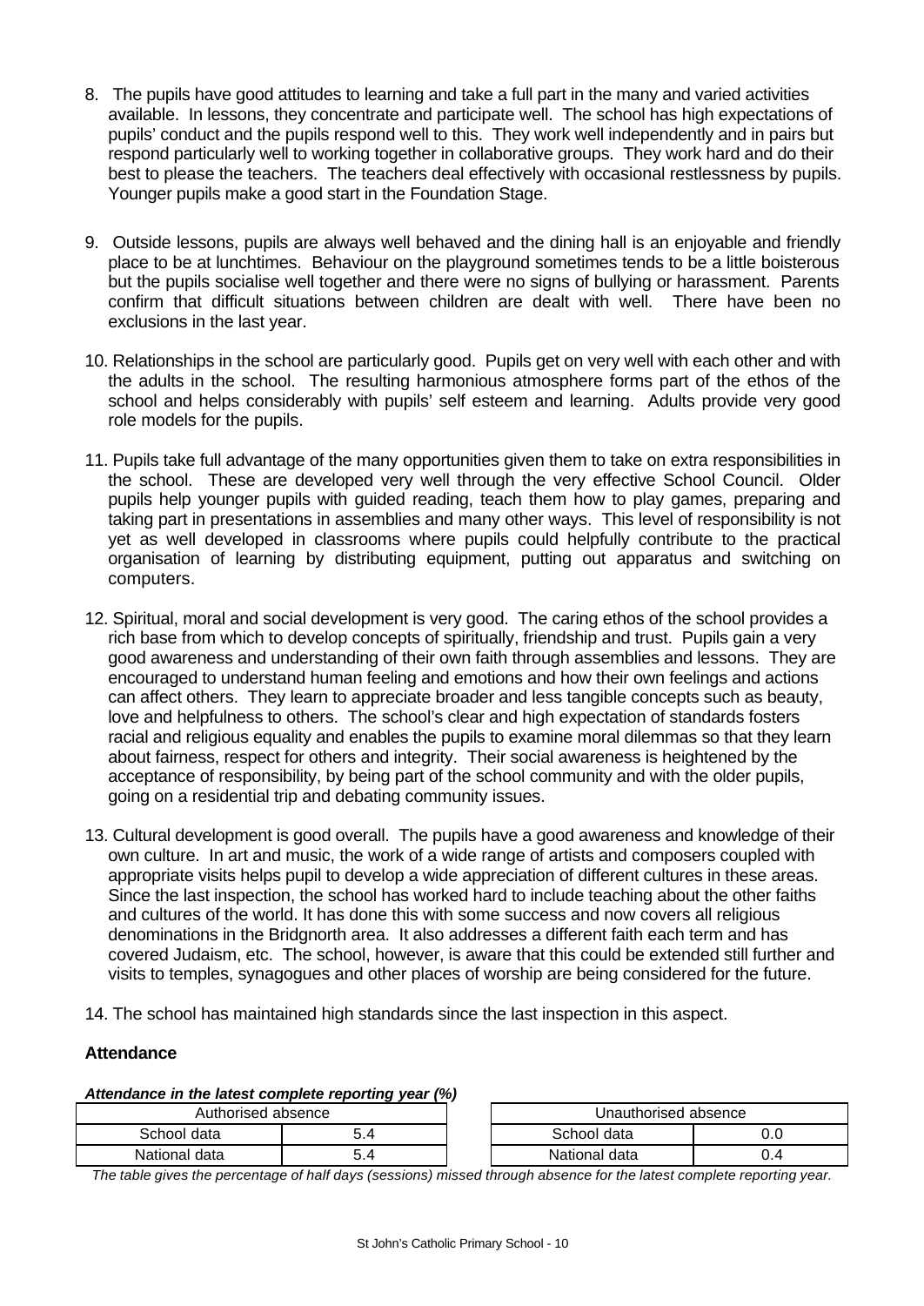8. The pupils have good attitudes to learning and take a full part in the many and varied activities available. In lessons, they concentrate and participate well. The school has high expectations of pupils' conduct and the pupils respond well to this. They work well independently and in pairs but respond particularly well to working together in collaborative groups. They work hard and do their best to please the teachers. The teachers deal effectively with occasional restlessness by pupils. Younger pupils make a good start in the Foundation Stage.

9. Outside lessons, pupils are always well behaved and the dining hall is an enjoyable and friendly place to be at lunchtimes. Behaviour on the playground sometimes tends to be a little boisterous but the pupils socialise well together and there were no signs of bullying or harassment. Parents confirm that difficult situations between children are dealt with well. There have been no exclusions in the last year.

10. Relationships in the school are particularly good. Pupils get on very well with each other and with the adults in the school. The resulting harmonious atmosphere forms part of the ethos of the school and helps considerably with pupils' self esteem and learning. Adults provide very good role models for the pupils.

11. Pupils take full advantage of the many opportunities given them to take on extra responsibilities in the school. These are developed very well through the very effective School Council. Older pupils help younger pupils with guided reading, teach them how to play games, preparing and taking part in presentations in assemblies and many other ways. This level of responsibility is not yet as well developed in classrooms where pupils could helpfully contribute to the practical organisation of learning by distributing equipment, putting out apparatus and switching on computers.

12. Spiritual, moral and social development is very good. The caring ethos of the school provides a rich base from which to develop concepts of spiritually, friendship and trust. Pupils gain a very good awareness and understanding of their own faith through assemblies and lessons. They are encouraged to understand human feeling and emotions and how their own feelings and actions can affect others. They learn to appreciate broader and less tangible concepts such as beauty, love and helpfulness to others. The school's clear and high expectation of standards fosters racial and religious equality and enables the pupils to examine moral dilemmas so that they learn about fairness, respect for others and integrity. Their social awareness is heightened by the acceptance of responsibility, by being part of the school community and with the older pupils, going on a residential trip and debating community issues.

13. Cultural development is good overall. The pupils have a good awareness and knowledge of their own culture. In art and music, the work of a wide range of artists and composers coupled with appropriate visits helps pupil to develop a wide appreciation of different cultures in these areas. Since the last inspection, the school has worked hard to include teaching about the other faiths and cultures of the world. It has done this with some success and now covers all religious denominations in the Bridgnorth area. It also addresses a different faith each term and has covered Judaism, etc. The school, however, is aware that this could be extended still further and visits to temples, synagogues and other places of worship are being considered for the future.

14. The school has maintained high standards since the last inspection in this aspect.

### Attendance

***Attendance in the latest complete reporting year (%)***

| Authorised absence | |
|---|---|
| School data | 5.4 |
| National data | 5.4 |

| Unauthorised absence | |
|---|---|
| School data | 0.0 |
| National data | 0.4 |

*The table gives the percentage of half days (sessions) missed through absence for the latest complete reporting year.*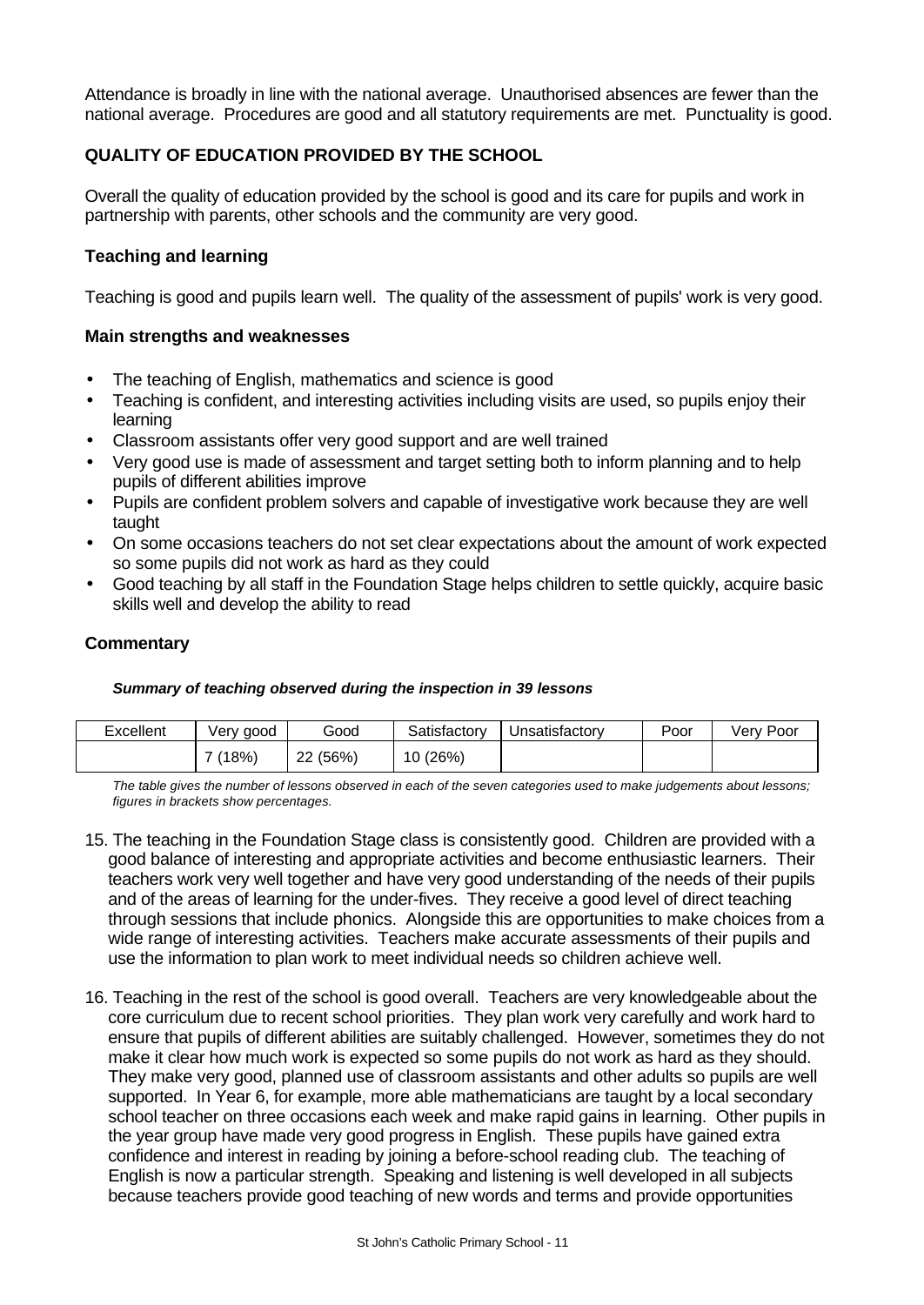Attendance is broadly in line with the national average. Unauthorised absences are fewer than the national average. Procedures are good and all statutory requirements are met. Punctuality is good.

## QUALITY OF EDUCATION PROVIDED BY THE SCHOOL

Overall the quality of education provided by the school is good and its care for pupils and work in partnership with parents, other schools and the community are very good.

### Teaching and learning

Teaching is good and pupils learn well. The quality of the assessment of pupils' work is very good.

#### Main strengths and weaknesses

- The teaching of English, mathematics and science is good
- Teaching is confident, and interesting activities including visits are used, so pupils enjoy their learning
- Classroom assistants offer very good support and are well trained
- Very good use is made of assessment and target setting both to inform planning and to help pupils of different abilities improve
- Pupils are confident problem solvers and capable of investigative work because they are well taught
- On some occasions teachers do not set clear expectations about the amount of work expected so some pupils did not work as hard as they could
- Good teaching by all staff in the Foundation Stage helps children to settle quickly, acquire basic skills well and develop the ability to read

#### Commentary

***Summary of teaching observed during the inspection in 39 lessons***

| Excellent | Very good | Good | Satisfactory | Unsatisfactory | Poor | Very Poor |
|---|---|---|---|---|---|---|
| | 7 (18%) | 22 (56%) | 10 (26%) | | | |

*The table gives the number of lessons observed in each of the seven categories used to make judgements about lessons; figures in brackets show percentages.*

15. The teaching in the Foundation Stage class is consistently good. Children are provided with a good balance of interesting and appropriate activities and become enthusiastic learners. Their teachers work very well together and have very good understanding of the needs of their pupils and of the areas of learning for the under-fives. They receive a good level of direct teaching through sessions that include phonics. Alongside this are opportunities to make choices from a wide range of interesting activities. Teachers make accurate assessments of their pupils and use the information to plan work to meet individual needs so children achieve well.

16. Teaching in the rest of the school is good overall. Teachers are very knowledgeable about the core curriculum due to recent school priorities. They plan work very carefully and work hard to ensure that pupils of different abilities are suitably challenged. However, sometimes they do not make it clear how much work is expected so some pupils do not work as hard as they should. They make very good, planned use of classroom assistants and other adults so pupils are well supported. In Year 6, for example, more able mathematicians are taught by a local secondary school teacher on three occasions each week and make rapid gains in learning. Other pupils in the year group have made very good progress in English. These pupils have gained extra confidence and interest in reading by joining a before-school reading club. The teaching of English is now a particular strength. Speaking and listening is well developed in all subjects because teachers provide good teaching of new words and terms and provide opportunities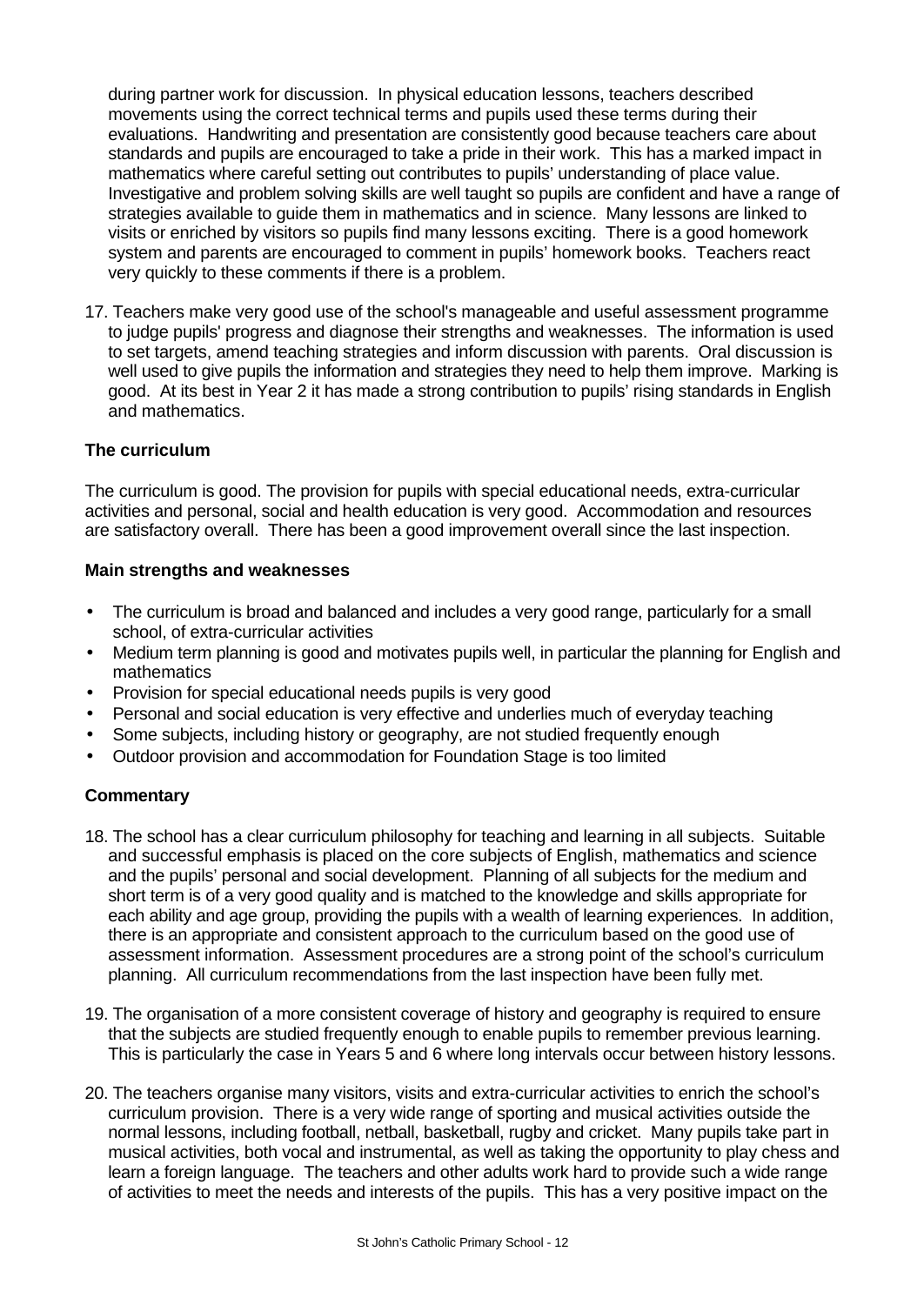during partner work for discussion. In physical education lessons, teachers described movements using the correct technical terms and pupils used these terms during their evaluations. Handwriting and presentation are consistently good because teachers care about standards and pupils are encouraged to take a pride in their work. This has a marked impact in mathematics where careful setting out contributes to pupils' understanding of place value. Investigative and problem solving skills are well taught so pupils are confident and have a range of strategies available to guide them in mathematics and in science. Many lessons are linked to visits or enriched by visitors so pupils find many lessons exciting. There is a good homework system and parents are encouraged to comment in pupils' homework books. Teachers react very quickly to these comments if there is a problem.

17. Teachers make very good use of the school's manageable and useful assessment programme to judge pupils' progress and diagnose their strengths and weaknesses. The information is used to set targets, amend teaching strategies and inform discussion with parents. Oral discussion is well used to give pupils the information and strategies they need to help them improve. Marking is good. At its best in Year 2 it has made a strong contribution to pupils' rising standards in English and mathematics.

### The curriculum

The curriculum is good. The provision for pupils with special educational needs, extra-curricular activities and personal, social and health education is very good. Accommodation and resources are satisfactory overall. There has been a good improvement overall since the last inspection.

#### Main strengths and weaknesses

- The curriculum is broad and balanced and includes a very good range, particularly for a small school, of extra-curricular activities
- Medium term planning is good and motivates pupils well, in particular the planning for English and mathematics
- Provision for special educational needs pupils is very good
- Personal and social education is very effective and underlies much of everyday teaching
- Some subjects, including history or geography, are not studied frequently enough
- Outdoor provision and accommodation for Foundation Stage is too limited

#### Commentary

18. The school has a clear curriculum philosophy for teaching and learning in all subjects. Suitable and successful emphasis is placed on the core subjects of English, mathematics and science and the pupils' personal and social development. Planning of all subjects for the medium and short term is of a very good quality and is matched to the knowledge and skills appropriate for each ability and age group, providing the pupils with a wealth of learning experiences. In addition, there is an appropriate and consistent approach to the curriculum based on the good use of assessment information. Assessment procedures are a strong point of the school's curriculum planning. All curriculum recommendations from the last inspection have been fully met.

19. The organisation of a more consistent coverage of history and geography is required to ensure that the subjects are studied frequently enough to enable pupils to remember previous learning. This is particularly the case in Years 5 and 6 where long intervals occur between history lessons.

20. The teachers organise many visitors, visits and extra-curricular activities to enrich the school's curriculum provision. There is a very wide range of sporting and musical activities outside the normal lessons, including football, netball, basketball, rugby and cricket. Many pupils take part in musical activities, both vocal and instrumental, as well as taking the opportunity to play chess and learn a foreign language. The teachers and other adults work hard to provide such a wide range of activities to meet the needs and interests of the pupils. This has a very positive impact on the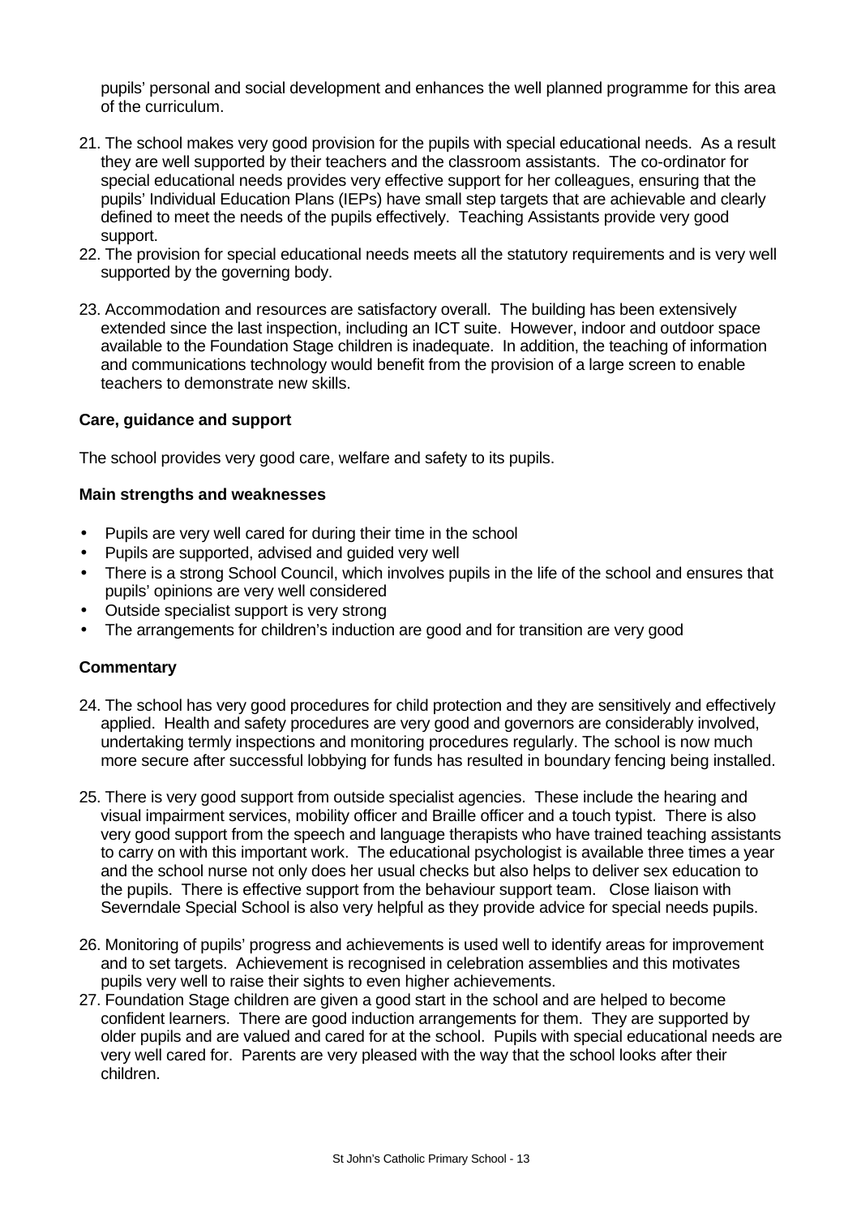pupils' personal and social development and enhances the well planned programme for this area of the curriculum.

21. The school makes very good provision for the pupils with special educational needs. As a result they are well supported by their teachers and the classroom assistants. The co-ordinator for special educational needs provides very effective support for her colleagues, ensuring that the pupils' Individual Education Plans (IEPs) have small step targets that are achievable and clearly defined to meet the needs of the pupils effectively. Teaching Assistants provide very good support.
22. The provision for special educational needs meets all the statutory requirements and is very well supported by the governing body.
23. Accommodation and resources are satisfactory overall. The building has been extensively extended since the last inspection, including an ICT suite. However, indoor and outdoor space available to the Foundation Stage children is inadequate. In addition, the teaching of information and communications technology would benefit from the provision of a large screen to enable teachers to demonstrate new skills.

**Care, guidance and support**

The school provides very good care, welfare and safety to its pupils.

**Main strengths and weaknesses**

- Pupils are very well cared for during their time in the school
- Pupils are supported, advised and guided very well
- There is a strong School Council, which involves pupils in the life of the school and ensures that pupils' opinions are very well considered
- Outside specialist support is very strong
- The arrangements for children's induction are good and for transition are very good

**Commentary**

24. The school has very good procedures for child protection and they are sensitively and effectively applied. Health and safety procedures are very good and governors are considerably involved, undertaking termly inspections and monitoring procedures regularly. The school is now much more secure after successful lobbying for funds has resulted in boundary fencing being installed.

25. There is very good support from outside specialist agencies. These include the hearing and visual impairment services, mobility officer and Braille officer and a touch typist. There is also very good support from the speech and language therapists who have trained teaching assistants to carry on with this important work. The educational psychologist is available three times a year and the school nurse not only does her usual checks but also helps to deliver sex education to the pupils. There is effective support from the behaviour support team. Close liaison with Severndale Special School is also very helpful as they provide advice for special needs pupils.

26. Monitoring of pupils' progress and achievements is used well to identify areas for improvement and to set targets. Achievement is recognised in celebration assemblies and this motivates pupils very well to raise their sights to even higher achievements.
27. Foundation Stage children are given a good start in the school and are helped to become confident learners. There are good induction arrangements for them. They are supported by older pupils and are valued and cared for at the school. Pupils with special educational needs are very well cared for. Parents are very pleased with the way that the school looks after their children.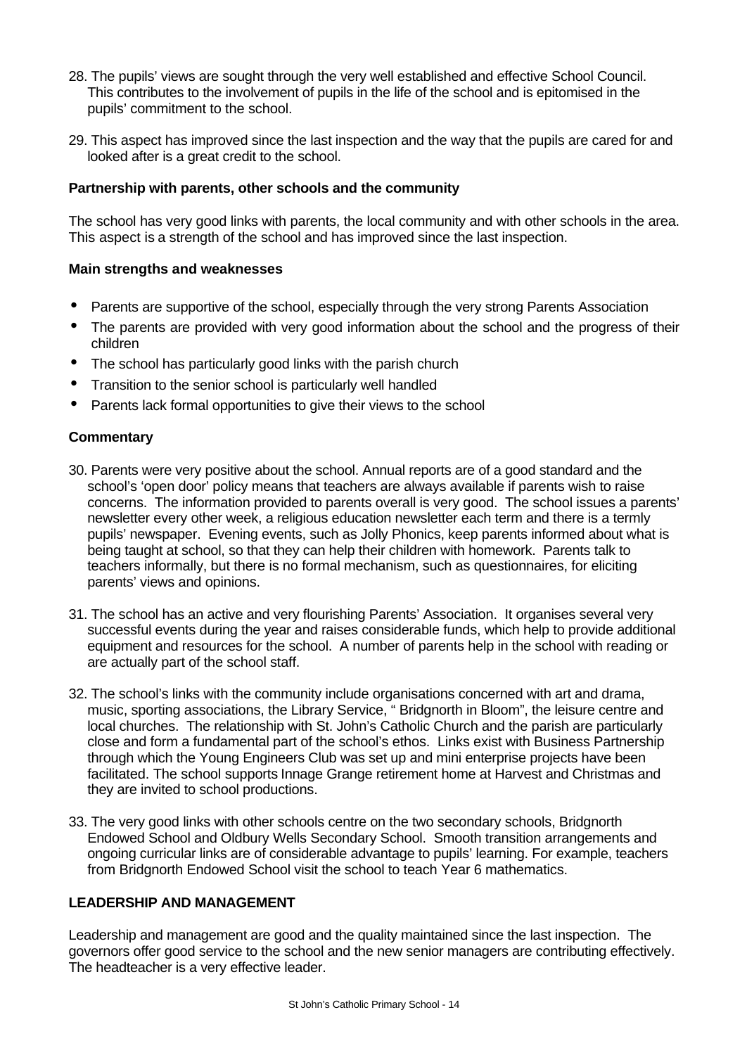28. The pupils' views are sought through the very well established and effective School Council. This contributes to the involvement of pupils in the life of the school and is epitomised in the pupils' commitment to the school.

29. This aspect has improved since the last inspection and the way that the pupils are cared for and looked after is a great credit to the school.

**Partnership with parents, other schools and the community**

The school has very good links with parents, the local community and with other schools in the area. This aspect is a strength of the school and has improved since the last inspection.

**Main strengths and weaknesses**

- Parents are supportive of the school, especially through the very strong Parents Association
- The parents are provided with very good information about the school and the progress of their children
- The school has particularly good links with the parish church
- Transition to the senior school is particularly well handled
- Parents lack formal opportunities to give their views to the school

**Commentary**

30. Parents were very positive about the school. Annual reports are of a good standard and the school's 'open door' policy means that teachers are always available if parents wish to raise concerns. The information provided to parents overall is very good. The school issues a parents' newsletter every other week, a religious education newsletter each term and there is a termly pupils' newspaper. Evening events, such as Jolly Phonics, keep parents informed about what is being taught at school, so that they can help their children with homework. Parents talk to teachers informally, but there is no formal mechanism, such as questionnaires, for eliciting parents' views and opinions.

31. The school has an active and very flourishing Parents' Association. It organises several very successful events during the year and raises considerable funds, which help to provide additional equipment and resources for the school. A number of parents help in the school with reading or are actually part of the school staff.

32. The school's links with the community include organisations concerned with art and drama, music, sporting associations, the Library Service, " Bridgnorth in Bloom", the leisure centre and local churches. The relationship with St. John's Catholic Church and the parish are particularly close and form a fundamental part of the school's ethos. Links exist with Business Partnership through which the Young Engineers Club was set up and mini enterprise projects have been facilitated. The school supports Innage Grange retirement home at Harvest and Christmas and they are invited to school productions.

33. The very good links with other schools centre on the two secondary schools, Bridgnorth Endowed School and Oldbury Wells Secondary School. Smooth transition arrangements and ongoing curricular links are of considerable advantage to pupils' learning. For example, teachers from Bridgnorth Endowed School visit the school to teach Year 6 mathematics.

**LEADERSHIP AND MANAGEMENT**

Leadership and management are good and the quality maintained since the last inspection. The governors offer good service to the school and the new senior managers are contributing effectively. The headteacher is a very effective leader.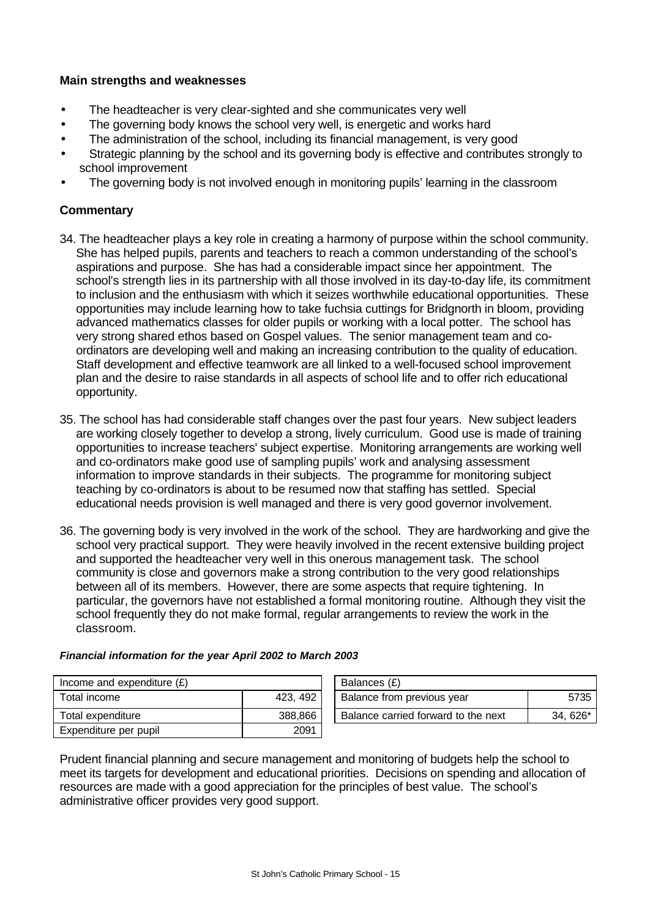**Main strengths and weaknesses**

- The headteacher is very clear-sighted and she communicates very well
- The governing body knows the school very well, is energetic and works hard
- The administration of the school, including its financial management, is very good
- Strategic planning by the school and its governing body is effective and contributes strongly to school improvement
- The governing body is not involved enough in monitoring pupils' learning in the classroom

**Commentary**

34. The headteacher plays a key role in creating a harmony of purpose within the school community. She has helped pupils, parents and teachers to reach a common understanding of the school's aspirations and purpose. She has had a considerable impact since her appointment. The school's strength lies in its partnership with all those involved in its day-to-day life, its commitment to inclusion and the enthusiasm with which it seizes worthwhile educational opportunities. These opportunities may include learning how to take fuchsia cuttings for Bridgnorth in bloom, providing advanced mathematics classes for older pupils or working with a local potter. The school has very strong shared ethos based on Gospel values. The senior management team and co-ordinators are developing well and making an increasing contribution to the quality of education. Staff development and effective teamwork are all linked to a well-focused school improvement plan and the desire to raise standards in all aspects of school life and to offer rich educational opportunity.

35. The school has had considerable staff changes over the past four years. New subject leaders are working closely together to develop a strong, lively curriculum. Good use is made of training opportunities to increase teachers' subject expertise. Monitoring arrangements are working well and co-ordinators make good use of sampling pupils' work and analysing assessment information to improve standards in their subjects. The programme for monitoring subject teaching by co-ordinators is about to be resumed now that staffing has settled. Special educational needs provision is well managed and there is very good governor involvement.

36. The governing body is very involved in the work of the school. They are hardworking and give the school very practical support. They were heavily involved in the recent extensive building project and supported the headteacher very well in this onerous management task. The school community is close and governors make a strong contribution to the very good relationships between all of its members. However, there are some aspects that require tightening. In particular, the governors have not established a formal monitoring routine. Although they visit the school frequently they do not make formal, regular arrangements to review the work in the classroom.

***Financial information for the year April 2002 to March 2003***

| Income and expenditure (£) | |
|---|---|
| Total income | 423, 492 |
| Total expenditure | 388,866 |
| Expenditure per pupil | 2091 |

| Balances (£) | |
|---|---|
| Balance from previous year | 5735 |
| Balance carried forward to the next | 34, 626* |

Prudent financial planning and secure management and monitoring of budgets help the school to meet its targets for development and educational priorities. Decisions on spending and allocation of resources are made with a good appreciation for the principles of best value. The school's administrative officer provides very good support.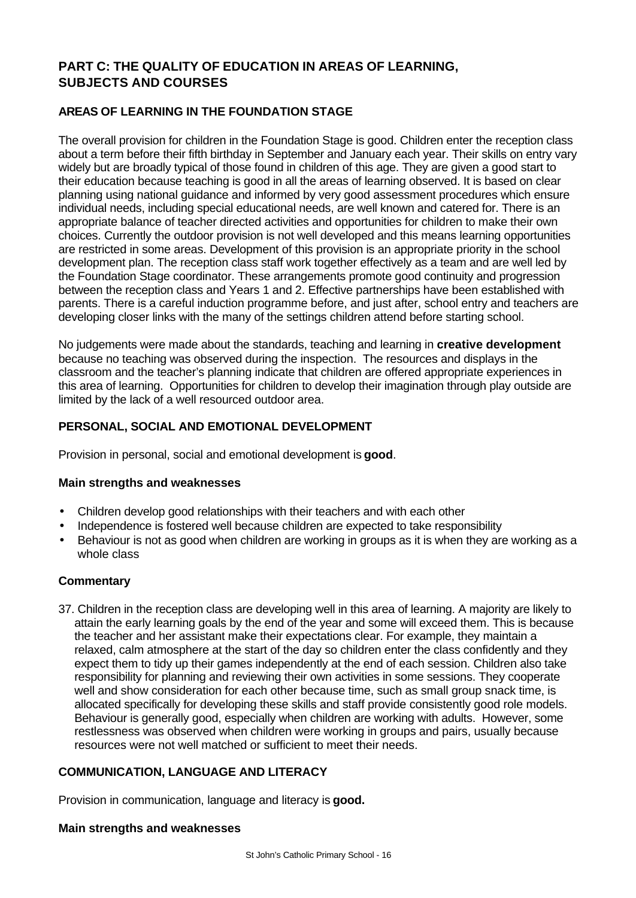## PART C: THE QUALITY OF EDUCATION IN AREAS OF LEARNING, SUBJECTS AND COURSES

### AREAS OF LEARNING IN THE FOUNDATION STAGE

The overall provision for children in the Foundation Stage is good. Children enter the reception class about a term before their fifth birthday in September and January each year. Their skills on entry vary widely but are broadly typical of those found in children of this age. They are given a good start to their education because teaching is good in all the areas of learning observed. It is based on clear planning using national guidance and informed by very good assessment procedures which ensure individual needs, including special educational needs, are well known and catered for. There is an appropriate balance of teacher directed activities and opportunities for children to make their own choices. Currently the outdoor provision is not well developed and this means learning opportunities are restricted in some areas. Development of this provision is an appropriate priority in the school development plan. The reception class staff work together effectively as a team and are well led by the Foundation Stage coordinator. These arrangements promote good continuity and progression between the reception class and Years 1 and 2. Effective partnerships have been established with parents. There is a careful induction programme before, and just after, school entry and teachers are developing closer links with the many of the settings children attend before starting school.

No judgements were made about the standards, teaching and learning in **creative development** because no teaching was observed during the inspection. The resources and displays in the classroom and the teacher's planning indicate that children are offered appropriate experiences in this area of learning. Opportunities for children to develop their imagination through play outside are limited by the lack of a well resourced outdoor area.

### PERSONAL, SOCIAL AND EMOTIONAL DEVELOPMENT

Provision in personal, social and emotional development is **good**.

#### Main strengths and weaknesses

- Children develop good relationships with their teachers and with each other
- Independence is fostered well because children are expected to take responsibility
- Behaviour is not as good when children are working in groups as it is when they are working as a whole class

#### Commentary

37. Children in the reception class are developing well in this area of learning. A majority are likely to attain the early learning goals by the end of the year and some will exceed them. This is because the teacher and her assistant make their expectations clear. For example, they maintain a relaxed, calm atmosphere at the start of the day so children enter the class confidently and they expect them to tidy up their games independently at the end of each session. Children also take responsibility for planning and reviewing their own activities in some sessions. They cooperate well and show consideration for each other because time, such as small group snack time, is allocated specifically for developing these skills and staff provide consistently good role models. Behaviour is generally good, especially when children are working with adults. However, some restlessness was observed when children were working in groups and pairs, usually because resources were not well matched or sufficient to meet their needs.

### COMMUNICATION, LANGUAGE AND LITERACY

Provision in communication, language and literacy is **good.**

#### Main strengths and weaknesses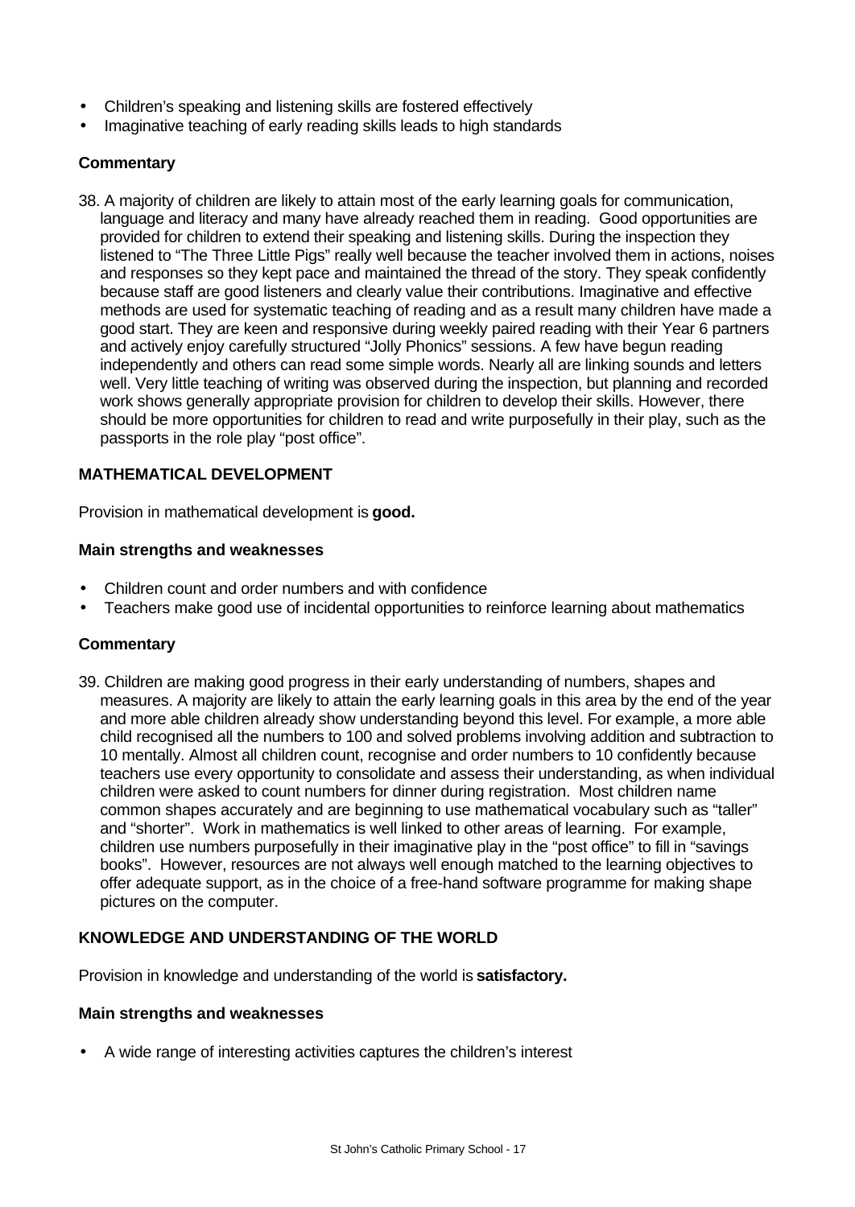- Children's speaking and listening skills are fostered effectively
- Imaginative teaching of early reading skills leads to high standards

**Commentary**

38. A majority of children are likely to attain most of the early learning goals for communication, language and literacy and many have already reached them in reading. Good opportunities are provided for children to extend their speaking and listening skills. During the inspection they listened to "The Three Little Pigs" really well because the teacher involved them in actions, noises and responses so they kept pace and maintained the thread of the story. They speak confidently because staff are good listeners and clearly value their contributions. Imaginative and effective methods are used for systematic teaching of reading and as a result many children have made a good start. They are keen and responsive during weekly paired reading with their Year 6 partners and actively enjoy carefully structured "Jolly Phonics" sessions. A few have begun reading independently and others can read some simple words. Nearly all are linking sounds and letters well. Very little teaching of writing was observed during the inspection, but planning and recorded work shows generally appropriate provision for children to develop their skills. However, there should be more opportunities for children to read and write purposefully in their play, such as the passports in the role play "post office".

**MATHEMATICAL DEVELOPMENT**

Provision in mathematical development is **good.**

**Main strengths and weaknesses**

- Children count and order numbers and with confidence
- Teachers make good use of incidental opportunities to reinforce learning about mathematics

**Commentary**

39. Children are making good progress in their early understanding of numbers, shapes and measures. A majority are likely to attain the early learning goals in this area by the end of the year and more able children already show understanding beyond this level. For example, a more able child recognised all the numbers to 100 and solved problems involving addition and subtraction to 10 mentally. Almost all children count, recognise and order numbers to 10 confidently because teachers use every opportunity to consolidate and assess their understanding, as when individual children were asked to count numbers for dinner during registration. Most children name common shapes accurately and are beginning to use mathematical vocabulary such as "taller" and "shorter". Work in mathematics is well linked to other areas of learning. For example, children use numbers purposefully in their imaginative play in the "post office" to fill in "savings books". However, resources are not always well enough matched to the learning objectives to offer adequate support, as in the choice of a free-hand software programme for making shape pictures on the computer.

**KNOWLEDGE AND UNDERSTANDING OF THE WORLD**

Provision in knowledge and understanding of the world is **satisfactory.**

**Main strengths and weaknesses**

- A wide range of interesting activities captures the children's interest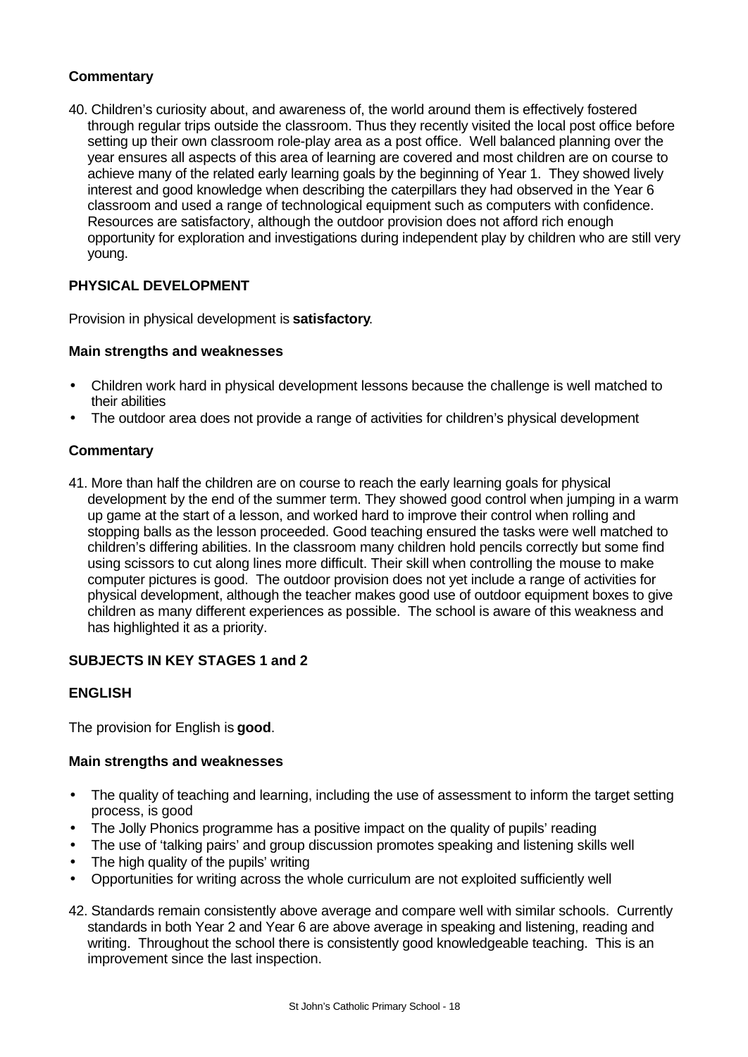**Commentary**

40. Children's curiosity about, and awareness of, the world around them is effectively fostered through regular trips outside the classroom. Thus they recently visited the local post office before setting up their own classroom role-play area as a post office. Well balanced planning over the year ensures all aspects of this area of learning are covered and most children are on course to achieve many of the related early learning goals by the beginning of Year 1. They showed lively interest and good knowledge when describing the caterpillars they had observed in the Year 6 classroom and used a range of technological equipment such as computers with confidence. Resources are satisfactory, although the outdoor provision does not afford rich enough opportunity for exploration and investigations during independent play by children who are still very young.

## PHYSICAL DEVELOPMENT

Provision in physical development is **satisfactory**.

**Main strengths and weaknesses**

- Children work hard in physical development lessons because the challenge is well matched to their abilities
- The outdoor area does not provide a range of activities for children's physical development

**Commentary**

41. More than half the children are on course to reach the early learning goals for physical development by the end of the summer term. They showed good control when jumping in a warm up game at the start of a lesson, and worked hard to improve their control when rolling and stopping balls as the lesson proceeded. Good teaching ensured the tasks were well matched to children's differing abilities. In the classroom many children hold pencils correctly but some find using scissors to cut along lines more difficult. Their skill when controlling the mouse to make computer pictures is good. The outdoor provision does not yet include a range of activities for physical development, although the teacher makes good use of outdoor equipment boxes to give children as many different experiences as possible. The school is aware of this weakness and has highlighted it as a priority.

## SUBJECTS IN KEY STAGES 1 and 2

## ENGLISH

The provision for English is **good**.

**Main strengths and weaknesses**

- The quality of teaching and learning, including the use of assessment to inform the target setting process, is good
- The Jolly Phonics programme has a positive impact on the quality of pupils' reading
- The use of 'talking pairs' and group discussion promotes speaking and listening skills well
- The high quality of the pupils' writing
- Opportunities for writing across the whole curriculum are not exploited sufficiently well

42. Standards remain consistently above average and compare well with similar schools. Currently standards in both Year 2 and Year 6 are above average in speaking and listening, reading and writing. Throughout the school there is consistently good knowledgeable teaching. This is an improvement since the last inspection.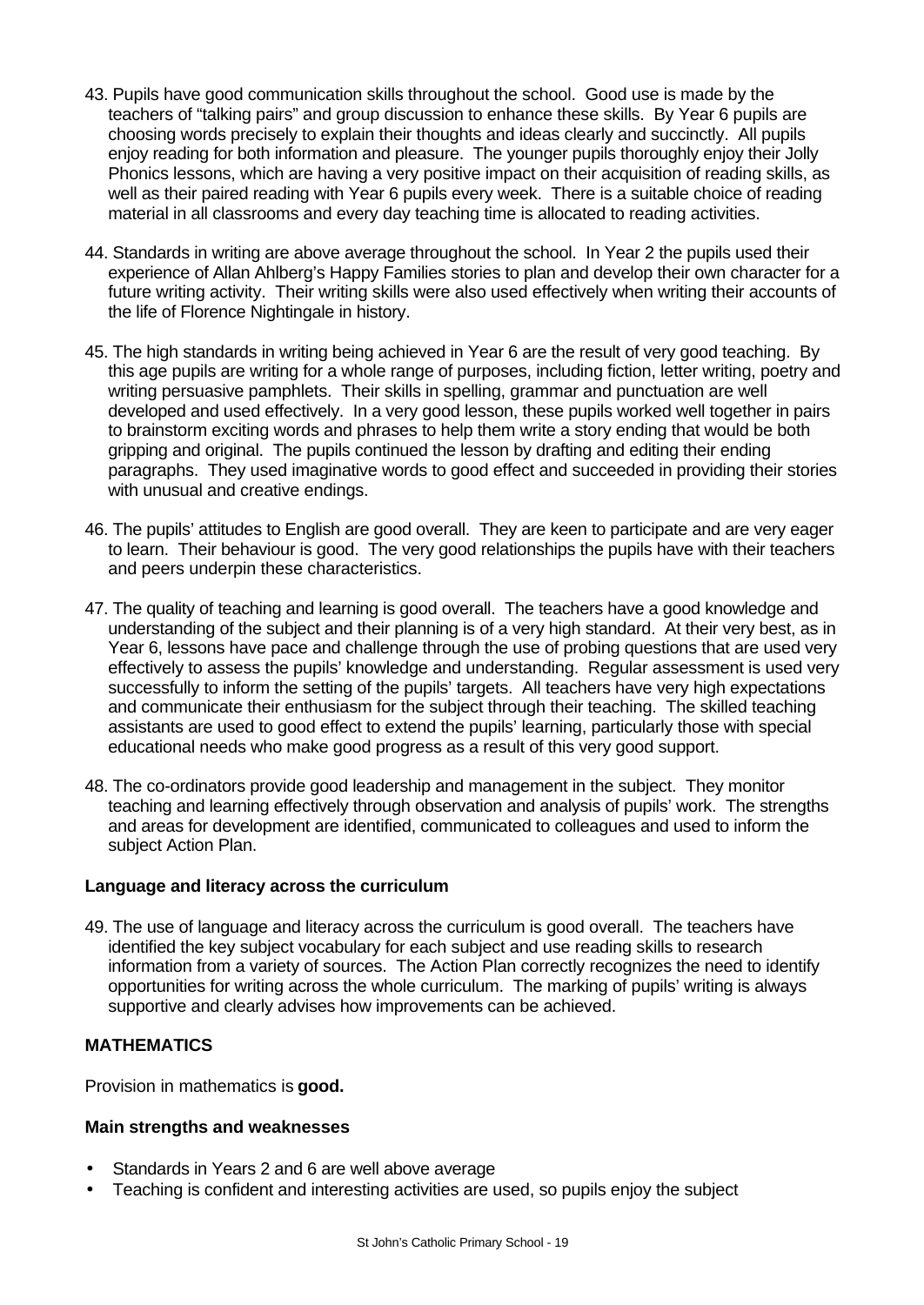43. Pupils have good communication skills throughout the school. Good use is made by the teachers of "talking pairs" and group discussion to enhance these skills. By Year 6 pupils are choosing words precisely to explain their thoughts and ideas clearly and succinctly. All pupils enjoy reading for both information and pleasure. The younger pupils thoroughly enjoy their Jolly Phonics lessons, which are having a very positive impact on their acquisition of reading skills, as well as their paired reading with Year 6 pupils every week. There is a suitable choice of reading material in all classrooms and every day teaching time is allocated to reading activities.

44. Standards in writing are above average throughout the school. In Year 2 the pupils used their experience of Allan Ahlberg's Happy Families stories to plan and develop their own character for a future writing activity. Their writing skills were also used effectively when writing their accounts of the life of Florence Nightingale in history.

45. The high standards in writing being achieved in Year 6 are the result of very good teaching. By this age pupils are writing for a whole range of purposes, including fiction, letter writing, poetry and writing persuasive pamphlets. Their skills in spelling, grammar and punctuation are well developed and used effectively. In a very good lesson, these pupils worked well together in pairs to brainstorm exciting words and phrases to help them write a story ending that would be both gripping and original. The pupils continued the lesson by drafting and editing their ending paragraphs. They used imaginative words to good effect and succeeded in providing their stories with unusual and creative endings.

46. The pupils' attitudes to English are good overall. They are keen to participate and are very eager to learn. Their behaviour is good. The very good relationships the pupils have with their teachers and peers underpin these characteristics.

47. The quality of teaching and learning is good overall. The teachers have a good knowledge and understanding of the subject and their planning is of a very high standard. At their very best, as in Year 6, lessons have pace and challenge through the use of probing questions that are used very effectively to assess the pupils' knowledge and understanding. Regular assessment is used very successfully to inform the setting of the pupils' targets. All teachers have very high expectations and communicate their enthusiasm for the subject through their teaching. The skilled teaching assistants are used to good effect to extend the pupils' learning, particularly those with special educational needs who make good progress as a result of this very good support.

48. The co-ordinators provide good leadership and management in the subject. They monitor teaching and learning effectively through observation and analysis of pupils' work. The strengths and areas for development are identified, communicated to colleagues and used to inform the subject Action Plan.

**Language and literacy across the curriculum**

49. The use of language and literacy across the curriculum is good overall. The teachers have identified the key subject vocabulary for each subject and use reading skills to research information from a variety of sources. The Action Plan correctly recognizes the need to identify opportunities for writing across the whole curriculum. The marking of pupils' writing is always supportive and clearly advises how improvements can be achieved.

**MATHEMATICS**

Provision in mathematics is **good.**

**Main strengths and weaknesses**

- Standards in Years 2 and 6 are well above average
- Teaching is confident and interesting activities are used, so pupils enjoy the subject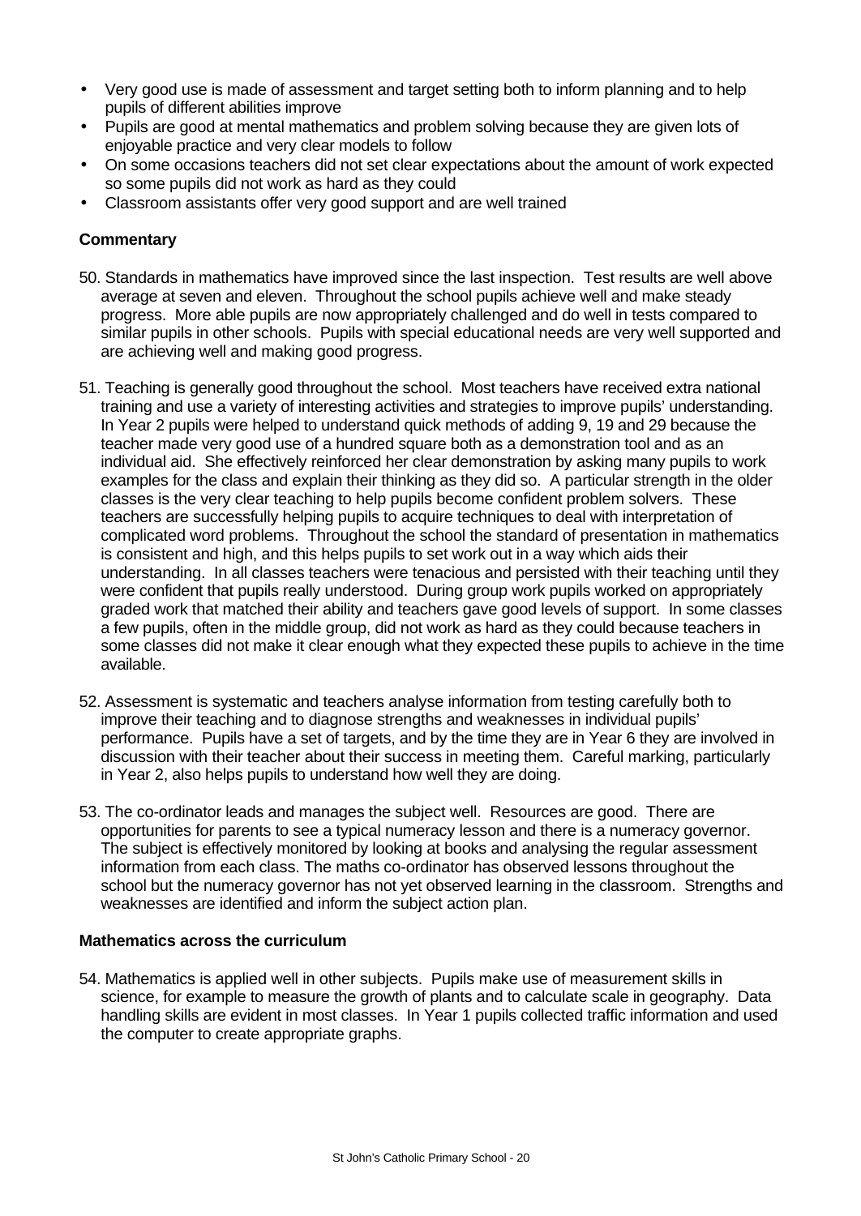- Very good use is made of assessment and target setting both to inform planning and to help pupils of different abilities improve
- Pupils are good at mental mathematics and problem solving because they are given lots of enjoyable practice and very clear models to follow
- On some occasions teachers did not set clear expectations about the amount of work expected so some pupils did not work as hard as they could
- Classroom assistants offer very good support and are well trained

**Commentary**

50. Standards in mathematics have improved since the last inspection. Test results are well above average at seven and eleven. Throughout the school pupils achieve well and make steady progress. More able pupils are now appropriately challenged and do well in tests compared to similar pupils in other schools. Pupils with special educational needs are very well supported and are achieving well and making good progress.

51. Teaching is generally good throughout the school. Most teachers have received extra national training and use a variety of interesting activities and strategies to improve pupils' understanding. In Year 2 pupils were helped to understand quick methods of adding 9, 19 and 29 because the teacher made very good use of a hundred square both as a demonstration tool and as an individual aid. She effectively reinforced her clear demonstration by asking many pupils to work examples for the class and explain their thinking as they did so. A particular strength in the older classes is the very clear teaching to help pupils become confident problem solvers. These teachers are successfully helping pupils to acquire techniques to deal with interpretation of complicated word problems. Throughout the school the standard of presentation in mathematics is consistent and high, and this helps pupils to set work out in a way which aids their understanding. In all classes teachers were tenacious and persisted with their teaching until they were confident that pupils really understood. During group work pupils worked on appropriately graded work that matched their ability and teachers gave good levels of support. In some classes a few pupils, often in the middle group, did not work as hard as they could because teachers in some classes did not make it clear enough what they expected these pupils to achieve in the time available.

52. Assessment is systematic and teachers analyse information from testing carefully both to improve their teaching and to diagnose strengths and weaknesses in individual pupils' performance. Pupils have a set of targets, and by the time they are in Year 6 they are involved in discussion with their teacher about their success in meeting them. Careful marking, particularly in Year 2, also helps pupils to understand how well they are doing.

53. The co-ordinator leads and manages the subject well. Resources are good. There are opportunities for parents to see a typical numeracy lesson and there is a numeracy governor. The subject is effectively monitored by looking at books and analysing the regular assessment information from each class. The maths co-ordinator has observed lessons throughout the school but the numeracy governor has not yet observed learning in the classroom. Strengths and weaknesses are identified and inform the subject action plan.

**Mathematics across the curriculum**

54. Mathematics is applied well in other subjects. Pupils make use of measurement skills in science, for example to measure the growth of plants and to calculate scale in geography. Data handling skills are evident in most classes. In Year 1 pupils collected traffic information and used the computer to create appropriate graphs.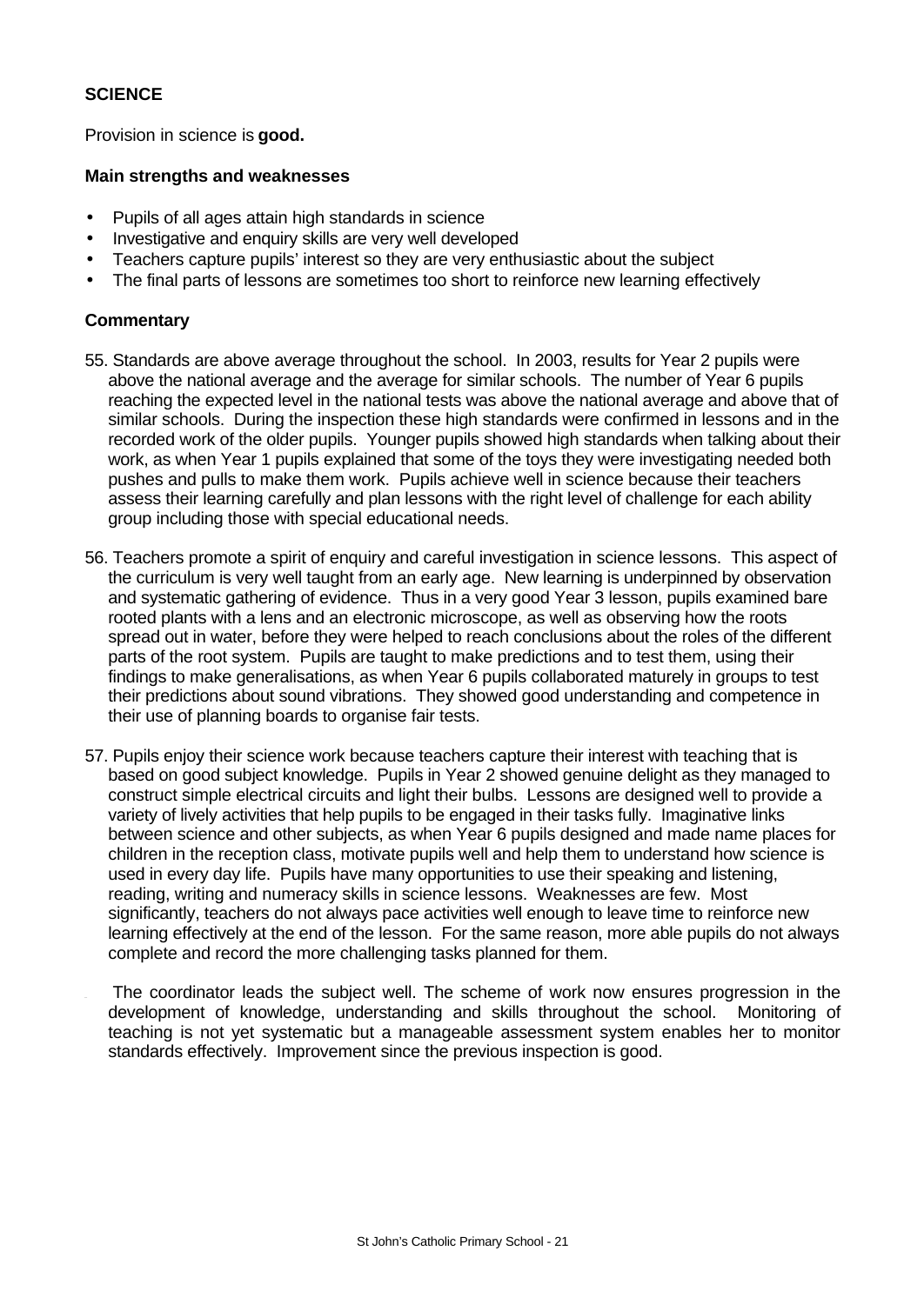**SCIENCE**

Provision in science is **good.**

**Main strengths and weaknesses**

- Pupils of all ages attain high standards in science
- Investigative and enquiry skills are very well developed
- Teachers capture pupils' interest so they are very enthusiastic about the subject
- The final parts of lessons are sometimes too short to reinforce new learning effectively

**Commentary**

55. Standards are above average throughout the school. In 2003, results for Year 2 pupils were above the national average and the average for similar schools. The number of Year 6 pupils reaching the expected level in the national tests was above the national average and above that of similar schools. During the inspection these high standards were confirmed in lessons and in the recorded work of the older pupils. Younger pupils showed high standards when talking about their work, as when Year 1 pupils explained that some of the toys they were investigating needed both pushes and pulls to make them work. Pupils achieve well in science because their teachers assess their learning carefully and plan lessons with the right level of challenge for each ability group including those with special educational needs.

56. Teachers promote a spirit of enquiry and careful investigation in science lessons. This aspect of the curriculum is very well taught from an early age. New learning is underpinned by observation and systematic gathering of evidence. Thus in a very good Year 3 lesson, pupils examined bare rooted plants with a lens and an electronic microscope, as well as observing how the roots spread out in water, before they were helped to reach conclusions about the roles of the different parts of the root system. Pupils are taught to make predictions and to test them, using their findings to make generalisations, as when Year 6 pupils collaborated maturely in groups to test their predictions about sound vibrations. They showed good understanding and competence in their use of planning boards to organise fair tests.

57. Pupils enjoy their science work because teachers capture their interest with teaching that is based on good subject knowledge. Pupils in Year 2 showed genuine delight as they managed to construct simple electrical circuits and light their bulbs. Lessons are designed well to provide a variety of lively activities that help pupils to be engaged in their tasks fully. Imaginative links between science and other subjects, as when Year 6 pupils designed and made name places for children in the reception class, motivate pupils well and help them to understand how science is used in every day life. Pupils have many opportunities to use their speaking and listening, reading, writing and numeracy skills in science lessons. Weaknesses are few. Most significantly, teachers do not always pace activities well enough to leave time to reinforce new learning effectively at the end of the lesson. For the same reason, more able pupils do not always complete and record the more challenging tasks planned for them.

58. The coordinator leads the subject well. The scheme of work now ensures progression in the development of knowledge, understanding and skills throughout the school. Monitoring of teaching is not yet systematic but a manageable assessment system enables her to monitor standards effectively. Improvement since the previous inspection is good.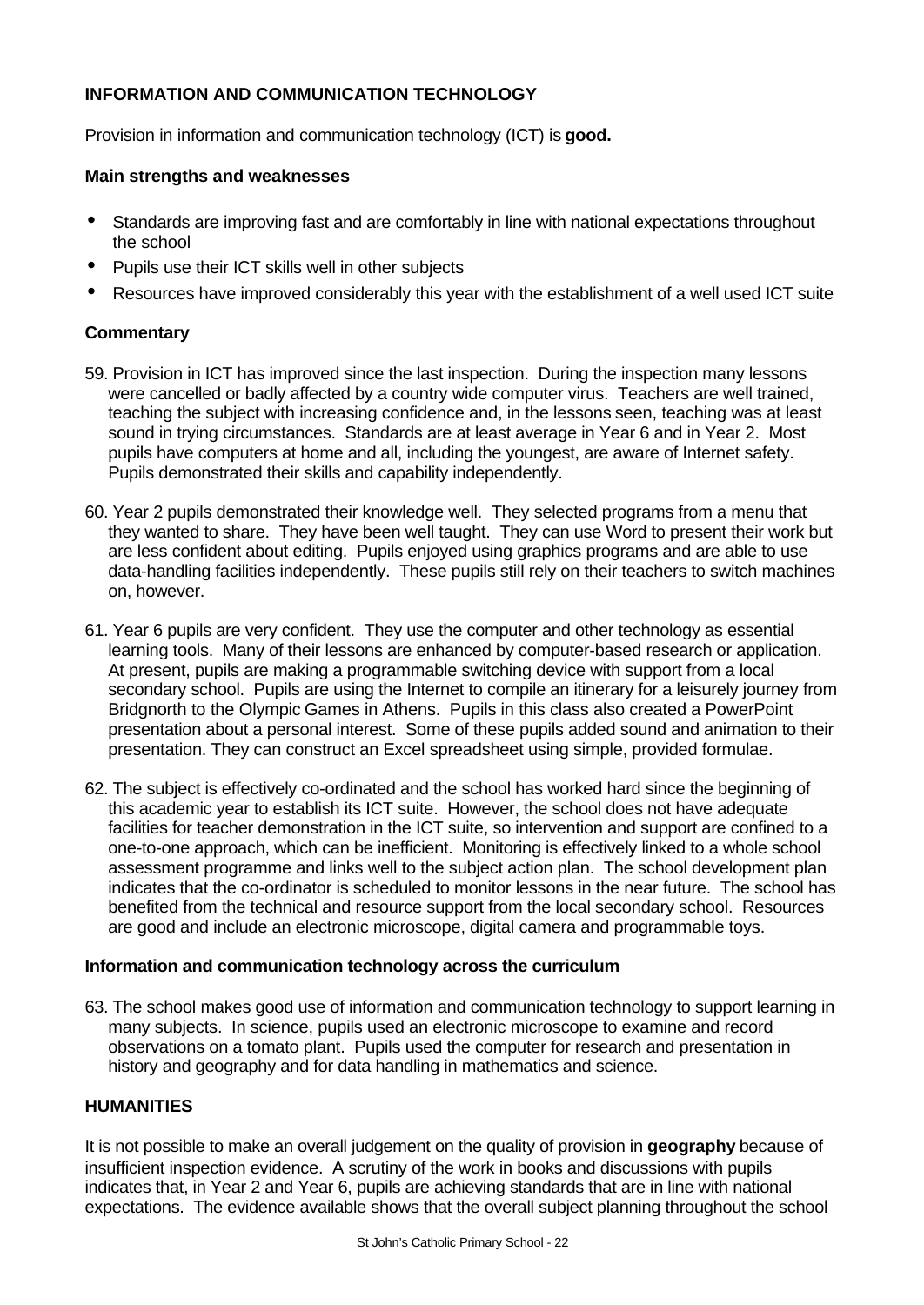## INFORMATION AND COMMUNICATION TECHNOLOGY

Provision in information and communication technology (ICT) is **good.**

### Main strengths and weaknesses

- Standards are improving fast and are comfortably in line with national expectations throughout the school
- Pupils use their ICT skills well in other subjects
- Resources have improved considerably this year with the establishment of a well used ICT suite

### Commentary

59. Provision in ICT has improved since the last inspection. During the inspection many lessons were cancelled or badly affected by a country wide computer virus. Teachers are well trained, teaching the subject with increasing confidence and, in the lessons seen, teaching was at least sound in trying circumstances. Standards are at least average in Year 6 and in Year 2. Most pupils have computers at home and all, including the youngest, are aware of Internet safety. Pupils demonstrated their skills and capability independently.

60. Year 2 pupils demonstrated their knowledge well. They selected programs from a menu that they wanted to share. They have been well taught. They can use Word to present their work but are less confident about editing. Pupils enjoyed using graphics programs and are able to use data-handling facilities independently. These pupils still rely on their teachers to switch machines on, however.

61. Year 6 pupils are very confident. They use the computer and other technology as essential learning tools. Many of their lessons are enhanced by computer-based research or application. At present, pupils are making a programmable switching device with support from a local secondary school. Pupils are using the Internet to compile an itinerary for a leisurely journey from Bridgnorth to the Olympic Games in Athens. Pupils in this class also created a PowerPoint presentation about a personal interest. Some of these pupils added sound and animation to their presentation. They can construct an Excel spreadsheet using simple, provided formulae.

62. The subject is effectively co-ordinated and the school has worked hard since the beginning of this academic year to establish its ICT suite. However, the school does not have adequate facilities for teacher demonstration in the ICT suite, so intervention and support are confined to a one-to-one approach, which can be inefficient. Monitoring is effectively linked to a whole school assessment programme and links well to the subject action plan. The school development plan indicates that the co-ordinator is scheduled to monitor lessons in the near future. The school has benefited from the technical and resource support from the local secondary school. Resources are good and include an electronic microscope, digital camera and programmable toys.

### Information and communication technology across the curriculum

63. The school makes good use of information and communication technology to support learning in many subjects. In science, pupils used an electronic microscope to examine and record observations on a tomato plant. Pupils used the computer for research and presentation in history and geography and for data handling in mathematics and science.

## HUMANITIES

It is not possible to make an overall judgement on the quality of provision in **geography** because of insufficient inspection evidence. A scrutiny of the work in books and discussions with pupils indicates that, in Year 2 and Year 6, pupils are achieving standards that are in line with national expectations. The evidence available shows that the overall subject planning throughout the school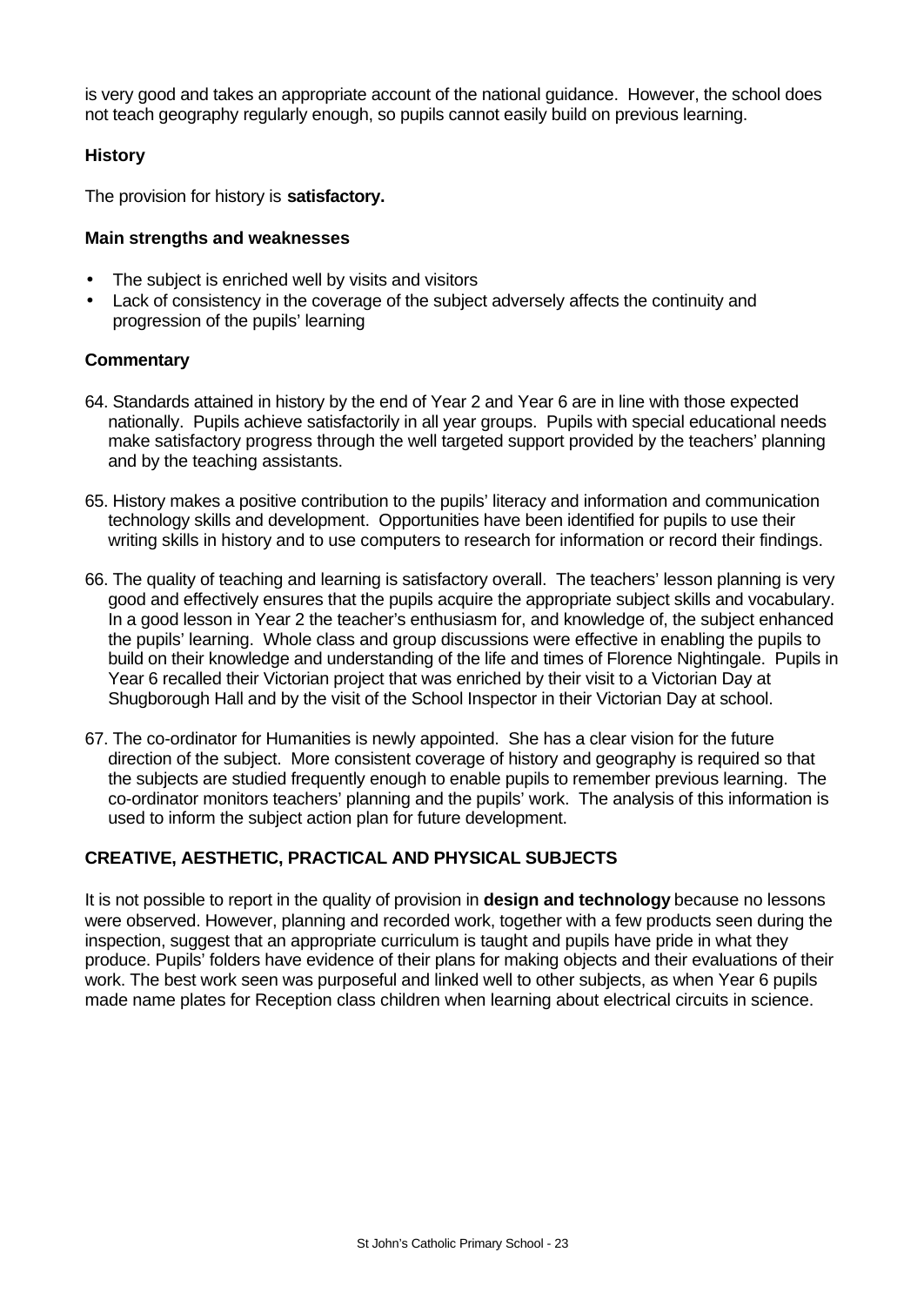is very good and takes an appropriate account of the national guidance. However, the school does not teach geography regularly enough, so pupils cannot easily build on previous learning.

### History

The provision for history is **satisfactory.**

#### Main strengths and weaknesses

- The subject is enriched well by visits and visitors
- Lack of consistency in the coverage of the subject adversely affects the continuity and progression of the pupils' learning

#### Commentary

64. Standards attained in history by the end of Year 2 and Year 6 are in line with those expected nationally. Pupils achieve satisfactorily in all year groups. Pupils with special educational needs make satisfactory progress through the well targeted support provided by the teachers' planning and by the teaching assistants.

65. History makes a positive contribution to the pupils' literacy and information and communication technology skills and development. Opportunities have been identified for pupils to use their writing skills in history and to use computers to research for information or record their findings.

66. The quality of teaching and learning is satisfactory overall. The teachers' lesson planning is very good and effectively ensures that the pupils acquire the appropriate subject skills and vocabulary. In a good lesson in Year 2 the teacher's enthusiasm for, and knowledge of, the subject enhanced the pupils' learning. Whole class and group discussions were effective in enabling the pupils to build on their knowledge and understanding of the life and times of Florence Nightingale. Pupils in Year 6 recalled their Victorian project that was enriched by their visit to a Victorian Day at Shugborough Hall and by the visit of the School Inspector in their Victorian Day at school.

67. The co-ordinator for Humanities is newly appointed. She has a clear vision for the future direction of the subject. More consistent coverage of history and geography is required so that the subjects are studied frequently enough to enable pupils to remember previous learning. The co-ordinator monitors teachers' planning and the pupils' work. The analysis of this information is used to inform the subject action plan for future development.

## CREATIVE, AESTHETIC, PRACTICAL AND PHYSICAL SUBJECTS

It is not possible to report in the quality of provision in **design and technology** because no lessons were observed. However, planning and recorded work, together with a few products seen during the inspection, suggest that an appropriate curriculum is taught and pupils have pride in what they produce. Pupils' folders have evidence of their plans for making objects and their evaluations of their work. The best work seen was purposeful and linked well to other subjects, as when Year 6 pupils made name plates for Reception class children when learning about electrical circuits in science.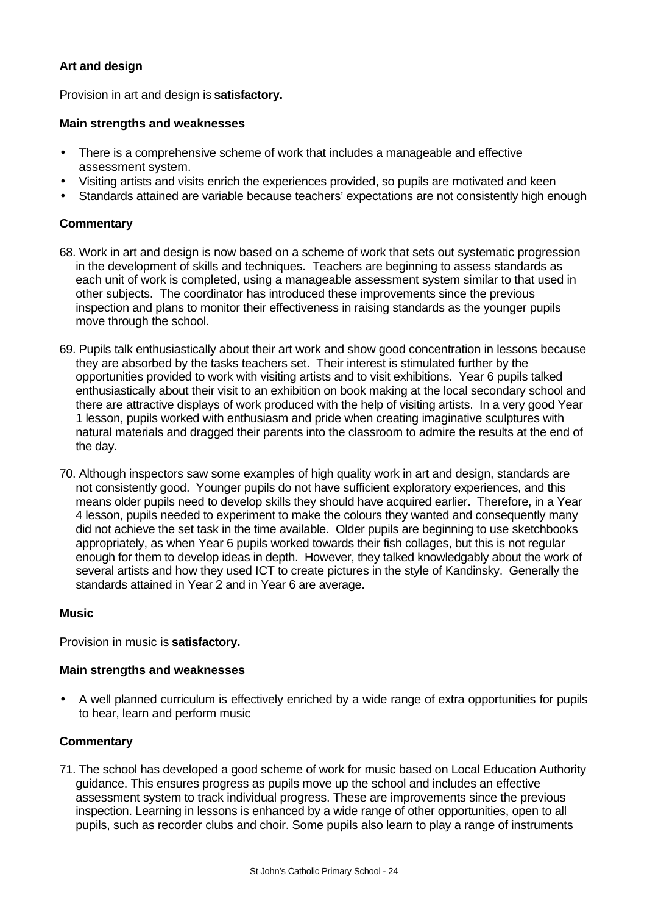### Art and design

Provision in art and design is **satisfactory.**

#### Main strengths and weaknesses

- There is a comprehensive scheme of work that includes a manageable and effective assessment system.
- Visiting artists and visits enrich the experiences provided, so pupils are motivated and keen
- Standards attained are variable because teachers' expectations are not consistently high enough

#### Commentary

68. Work in art and design is now based on a scheme of work that sets out systematic progression in the development of skills and techniques. Teachers are beginning to assess standards as each unit of work is completed, using a manageable assessment system similar to that used in other subjects. The coordinator has introduced these improvements since the previous inspection and plans to monitor their effectiveness in raising standards as the younger pupils move through the school.

69. Pupils talk enthusiastically about their art work and show good concentration in lessons because they are absorbed by the tasks teachers set. Their interest is stimulated further by the opportunities provided to work with visiting artists and to visit exhibitions. Year 6 pupils talked enthusiastically about their visit to an exhibition on book making at the local secondary school and there are attractive displays of work produced with the help of visiting artists. In a very good Year 1 lesson, pupils worked with enthusiasm and pride when creating imaginative sculptures with natural materials and dragged their parents into the classroom to admire the results at the end of the day.

70. Although inspectors saw some examples of high quality work in art and design, standards are not consistently good. Younger pupils do not have sufficient exploratory experiences, and this means older pupils need to develop skills they should have acquired earlier. Therefore, in a Year 4 lesson, pupils needed to experiment to make the colours they wanted and consequently many did not achieve the set task in the time available. Older pupils are beginning to use sketchbooks appropriately, as when Year 6 pupils worked towards their fish collages, but this is not regular enough for them to develop ideas in depth. However, they talked knowledgably about the work of several artists and how they used ICT to create pictures in the style of Kandinsky. Generally the standards attained in Year 2 and in Year 6 are average.

### Music

Provision in music is **satisfactory.**

#### Main strengths and weaknesses

- A well planned curriculum is effectively enriched by a wide range of extra opportunities for pupils to hear, learn and perform music

#### Commentary

71. The school has developed a good scheme of work for music based on Local Education Authority guidance. This ensures progress as pupils move up the school and includes an effective assessment system to track individual progress. These are improvements since the previous inspection. Learning in lessons is enhanced by a wide range of other opportunities, open to all pupils, such as recorder clubs and choir. Some pupils also learn to play a range of instruments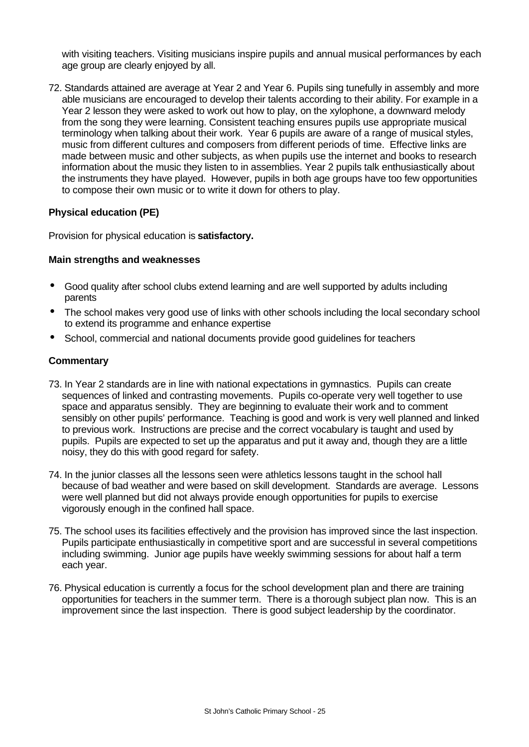with visiting teachers. Visiting musicians inspire pupils and annual musical performances by each age group are clearly enjoyed by all.

72. Standards attained are average at Year 2 and Year 6. Pupils sing tunefully in assembly and more able musicians are encouraged to develop their talents according to their ability. For example in a Year 2 lesson they were asked to work out how to play, on the xylophone, a downward melody from the song they were learning. Consistent teaching ensures pupils use appropriate musical terminology when talking about their work. Year 6 pupils are aware of a range of musical styles, music from different cultures and composers from different periods of time. Effective links are made between music and other subjects, as when pupils use the internet and books to research information about the music they listen to in assemblies. Year 2 pupils talk enthusiastically about the instruments they have played. However, pupils in both age groups have too few opportunities to compose their own music or to write it down for others to play.

### Physical education (PE)

Provision for physical education is **satisfactory.**

#### Main strengths and weaknesses

- Good quality after school clubs extend learning and are well supported by adults including parents
- The school makes very good use of links with other schools including the local secondary school to extend its programme and enhance expertise
- School, commercial and national documents provide good guidelines for teachers

#### Commentary

73. In Year 2 standards are in line with national expectations in gymnastics. Pupils can create sequences of linked and contrasting movements. Pupils co-operate very well together to use space and apparatus sensibly. They are beginning to evaluate their work and to comment sensibly on other pupils' performance. Teaching is good and work is very well planned and linked to previous work. Instructions are precise and the correct vocabulary is taught and used by pupils. Pupils are expected to set up the apparatus and put it away and, though they are a little noisy, they do this with good regard for safety.

74. In the junior classes all the lessons seen were athletics lessons taught in the school hall because of bad weather and were based on skill development. Standards are average. Lessons were well planned but did not always provide enough opportunities for pupils to exercise vigorously enough in the confined hall space.

75. The school uses its facilities effectively and the provision has improved since the last inspection. Pupils participate enthusiastically in competitive sport and are successful in several competitions including swimming. Junior age pupils have weekly swimming sessions for about half a term each year.

76. Physical education is currently a focus for the school development plan and there are training opportunities for teachers in the summer term. There is a thorough subject plan now. This is an improvement since the last inspection. There is good subject leadership by the coordinator.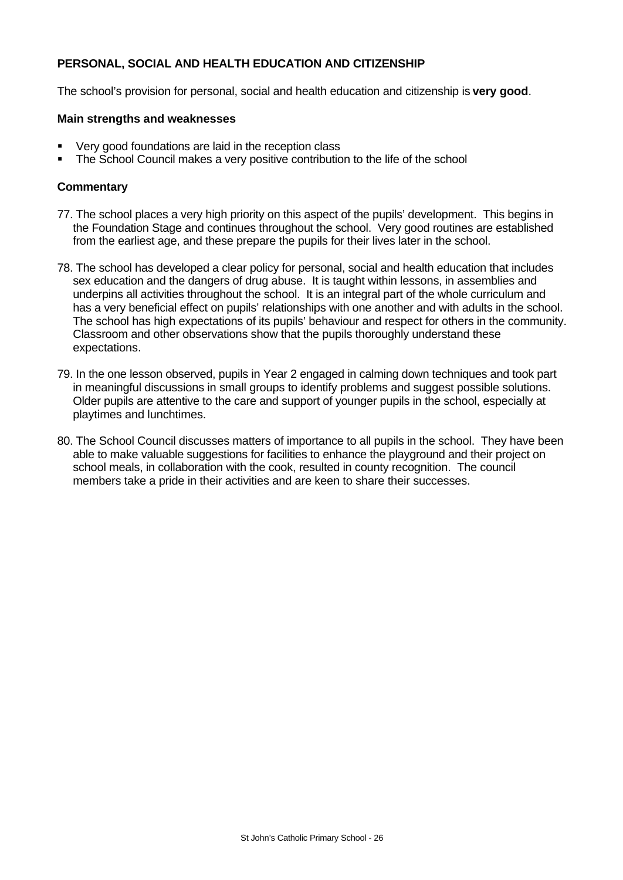## PERSONAL, SOCIAL AND HEALTH EDUCATION AND CITIZENSHIP

The school's provision for personal, social and health education and citizenship is **very good**.

### Main strengths and weaknesses

- Very good foundations are laid in the reception class
- The School Council makes a very positive contribution to the life of the school

### Commentary

77. The school places a very high priority on this aspect of the pupils' development. This begins in the Foundation Stage and continues throughout the school. Very good routines are established from the earliest age, and these prepare the pupils for their lives later in the school.

78. The school has developed a clear policy for personal, social and health education that includes sex education and the dangers of drug abuse. It is taught within lessons, in assemblies and underpins all activities throughout the school. It is an integral part of the whole curriculum and has a very beneficial effect on pupils' relationships with one another and with adults in the school. The school has high expectations of its pupils' behaviour and respect for others in the community. Classroom and other observations show that the pupils thoroughly understand these expectations.

79. In the one lesson observed, pupils in Year 2 engaged in calming down techniques and took part in meaningful discussions in small groups to identify problems and suggest possible solutions. Older pupils are attentive to the care and support of younger pupils in the school, especially at playtimes and lunchtimes.

80. The School Council discusses matters of importance to all pupils in the school. They have been able to make valuable suggestions for facilities to enhance the playground and their project on school meals, in collaboration with the cook, resulted in county recognition. The council members take a pride in their activities and are keen to share their successes.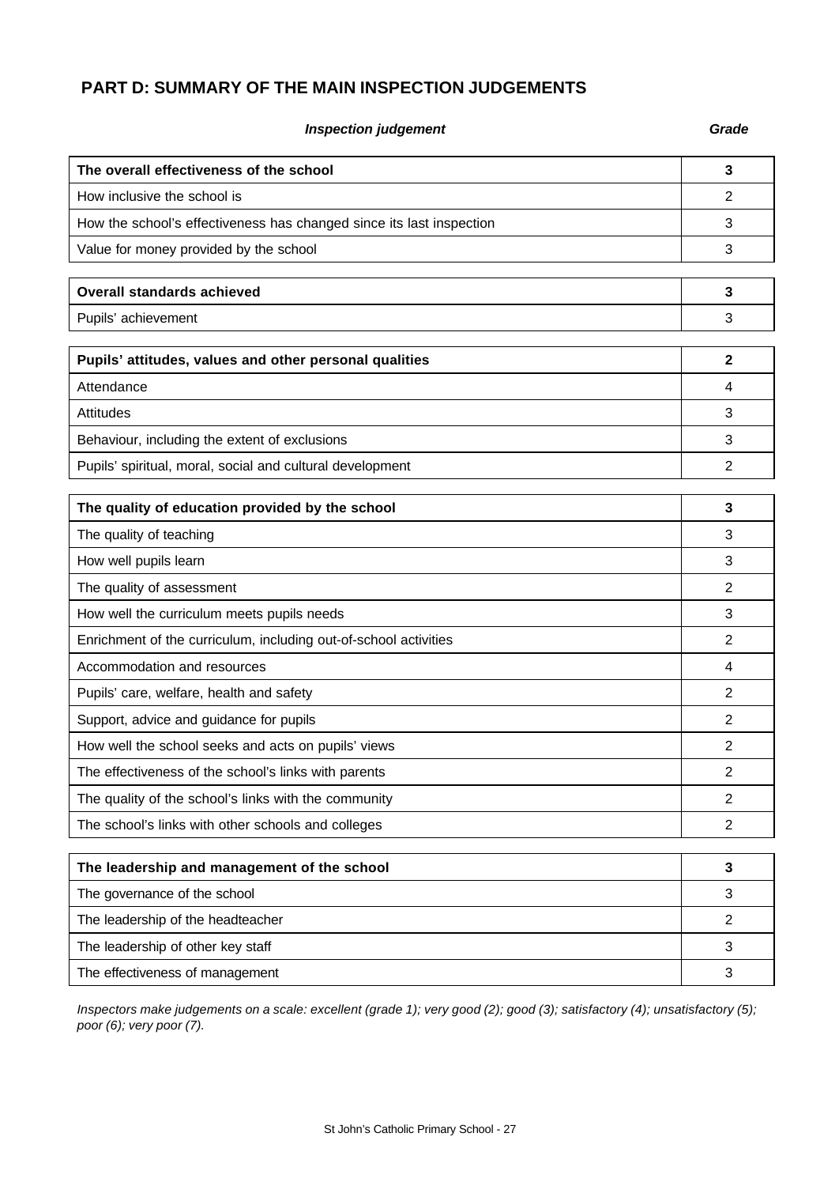## PART D: SUMMARY OF THE MAIN INSPECTION JUDGEMENTS

| ***Inspection judgement*** | ***Grade*** |
|---|---|
| **The overall effectiveness of the school** | **3** |
| How inclusive the school is | 2 |
| How the school's effectiveness has changed since its last inspection | 3 |
| Value for money provided by the school | 3 |
| **Overall standards achieved** | **3** |
| Pupils' achievement | 3 |
| **Pupils' attitudes, values and other personal qualities** | **2** |
| Attendance | 4 |
| Attitudes | 3 |
| Behaviour, including the extent of exclusions | 3 |
| Pupils' spiritual, moral, social and cultural development | 2 |
| **The quality of education provided by the school** | **3** |
| The quality of teaching | 3 |
| How well pupils learn | 3 |
| The quality of assessment | 2 |
| How well the curriculum meets pupils needs | 3 |
| Enrichment of the curriculum, including out-of-school activities | 2 |
| Accommodation and resources | 4 |
| Pupils' care, welfare, health and safety | 2 |
| Support, advice and guidance for pupils | 2 |
| How well the school seeks and acts on pupils' views | 2 |
| The effectiveness of the school's links with parents | 2 |
| The quality of the school's links with the community | 2 |
| The school's links with other schools and colleges | 2 |
| **The leadership and management of the school** | **3** |
| The governance of the school | 3 |
| The leadership of the headteacher | 2 |
| The leadership of other key staff | 3 |
| The effectiveness of management | 3 |

*Inspectors make judgements on a scale: excellent (grade 1); very good (2); good (3); satisfactory (4); unsatisfactory (5); poor (6); very poor (7).*